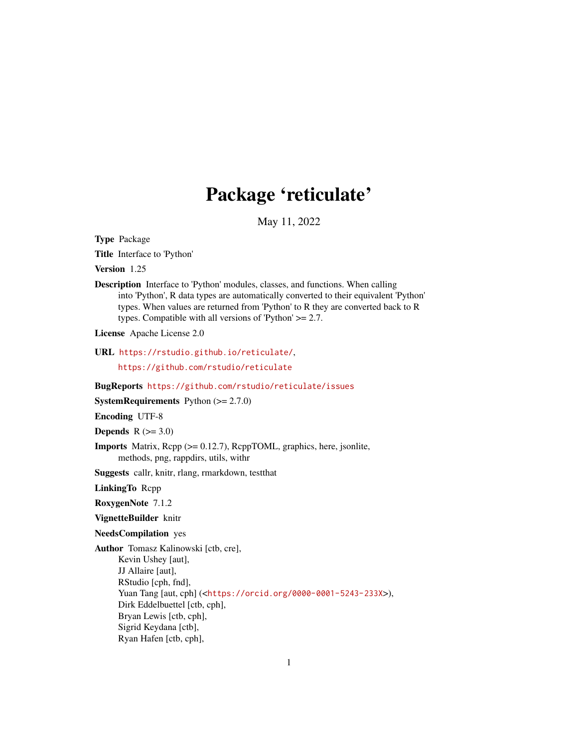# Package 'reticulate'

May 11, 2022

**Type** Package

**Title** Interface to 'Python'

**Version** 1.25

**Description** Interface to 'Python' modules, classes, and functions. When calling into 'Python', R data types are automatically converted to their equivalent 'Python' types. When values are returned from 'Python' to R they are converted back to R types. Compatible with all versions of 'Python' >= 2.7.

**License** Apache License 2.0

**URL** https://rstudio.github.io/reticulate/,
https://github.com/rstudio/reticulate

**BugReports** https://github.com/rstudio/reticulate/issues

**SystemRequirements** Python (>= 2.7.0)

**Encoding** UTF-8

**Depends** R (>= 3.0)

**Imports** Matrix, Rcpp (>= 0.12.7), RcppTOML, graphics, here, jsonlite, methods, png, rappdirs, utils, withr

**Suggests** callr, knitr, rlang, rmarkdown, testthat

**LinkingTo** Rcpp

**RoxygenNote** 7.1.2

**VignetteBuilder** knitr

**NeedsCompilation** yes

**Author** Tomasz Kalinowski [ctb, cre],
Kevin Ushey [aut],
JJ Allaire [aut],
RStudio [cph, fnd],
Yuan Tang [aut, cph] (<https://orcid.org/0000-0001-5243-233X>),
Dirk Eddelbuettel [ctb, cph],
Bryan Lewis [ctb, cph],
Sigrid Keydana [ctb],
Ryan Hafen [ctb, cph],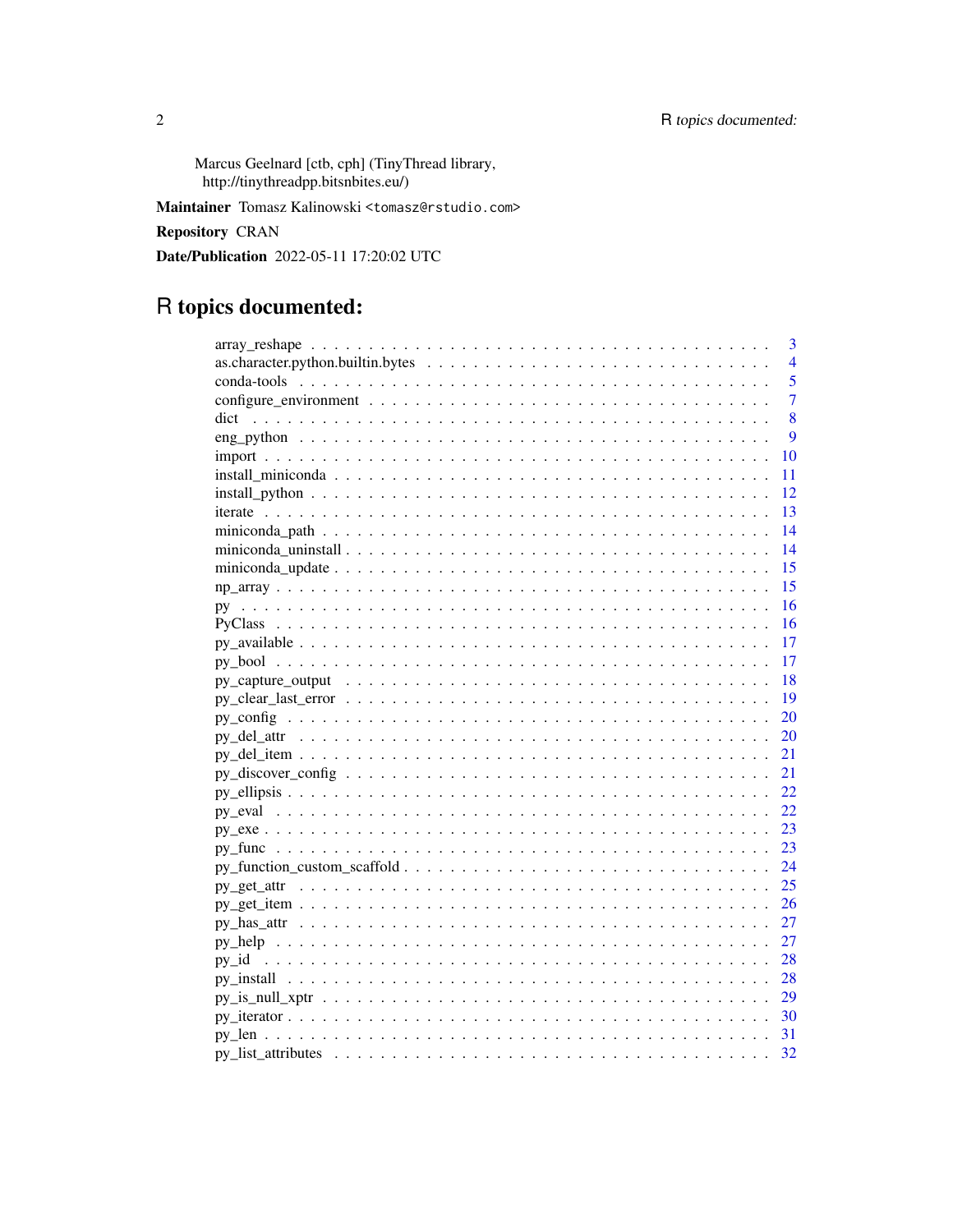Marcus Geelnard [ctb, cph] (TinyThread library, http://tinythreadpp.bitsnbites.eu/)

**Maintainer** Tomasz Kalinowski <tomasz@rstudio.com>

**Repository** CRAN

**Date/Publication** 2022-05-11 17:20:02 UTC

# R topics documented:

array_reshape . . . . . 3
as.character.python.builtin.bytes . . . . . 4
conda-tools . . . . . 5
configure_environment . . . . . 7
dict . . . . . 8
eng_python . . . . . 9
import . . . . . 10
install_miniconda . . . . . 11
install_python . . . . . 12
iterate . . . . . 13
miniconda_path . . . . . 14
miniconda_uninstall . . . . . 14
miniconda_update . . . . . 15
np_array . . . . . 15
py . . . . . 16
PyClass . . . . . 16
py_available . . . . . 17
py_bool . . . . . 17
py_capture_output . . . . . 18
py_clear_last_error . . . . . 19
py_config . . . . . 20
py_del_attr . . . . . 20
py_del_item . . . . . 21
py_discover_config . . . . . 21
py_ellipsis . . . . . 22
py_eval . . . . . 22
py_exe . . . . . 23
py_func . . . . . 23
py_function_custom_scaffold . . . . . 24
py_get_attr . . . . . 25
py_get_item . . . . . 26
py_has_attr . . . . . 27
py_help . . . . . 27
py_id . . . . . 28
py_install . . . . . 28
py_is_null_xptr . . . . . 29
py_iterator . . . . . 30
py_len . . . . . 31
py_list_attributes . . . . . 32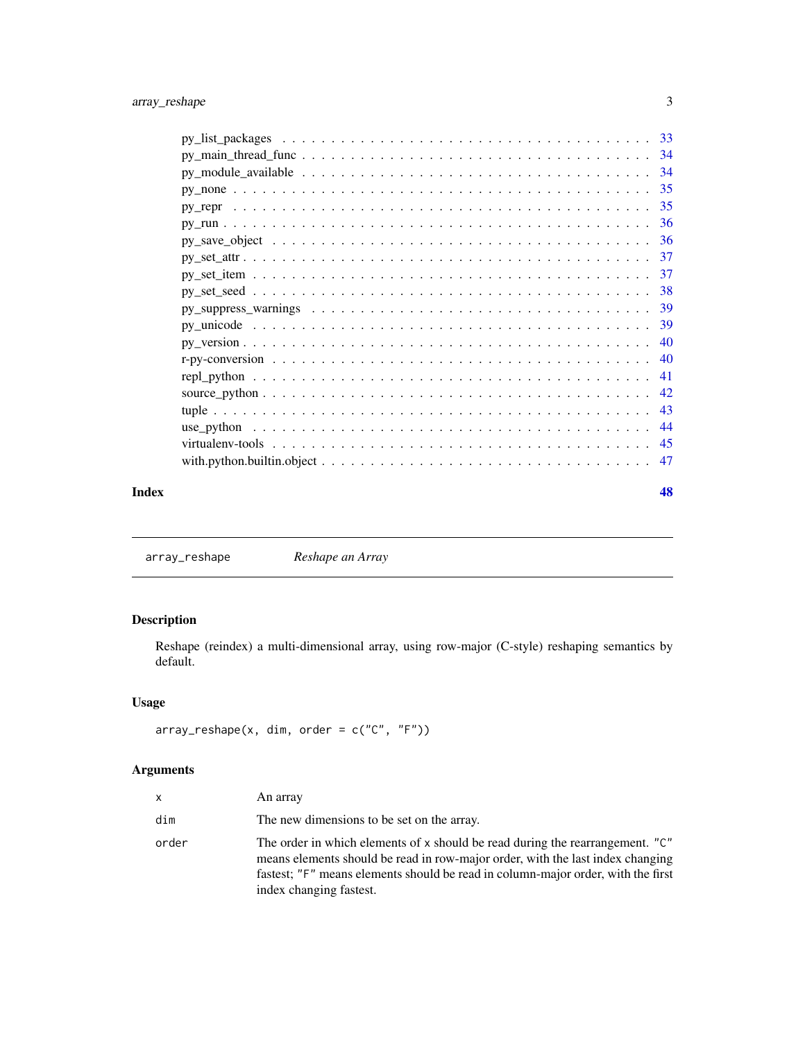py_list_packages . . . . . . . . . . . . . . . . . . . . . . . . . . . . . . . . . . . 33
py_main_thread_func . . . . . . . . . . . . . . . . . . . . . . . . . . . . . . . . . . 34
py_module_available . . . . . . . . . . . . . . . . . . . . . . . . . . . . . . . . . . 34
py_none . . . . . . . . . . . . . . . . . . . . . . . . . . . . . . . . . . . . . . . . 35
py_repr . . . . . . . . . . . . . . . . . . . . . . . . . . . . . . . . . . . . . . . . 35
py_run . . . . . . . . . . . . . . . . . . . . . . . . . . . . . . . . . . . . . . . . . 36
py_save_object . . . . . . . . . . . . . . . . . . . . . . . . . . . . . . . . . . . . 36
py_set_attr . . . . . . . . . . . . . . . . . . . . . . . . . . . . . . . . . . . . . . 37
py_set_item . . . . . . . . . . . . . . . . . . . . . . . . . . . . . . . . . . . . . . 37
py_set_seed . . . . . . . . . . . . . . . . . . . . . . . . . . . . . . . . . . . . . . 38
py_suppress_warnings . . . . . . . . . . . . . . . . . . . . . . . . . . . . . . . . . 39
py_unicode . . . . . . . . . . . . . . . . . . . . . . . . . . . . . . . . . . . . . . . 39
py_version . . . . . . . . . . . . . . . . . . . . . . . . . . . . . . . . . . . . . . . 40
r-py-conversion . . . . . . . . . . . . . . . . . . . . . . . . . . . . . . . . . . . . 40
repl_python . . . . . . . . . . . . . . . . . . . . . . . . . . . . . . . . . . . . . . 41
source_python . . . . . . . . . . . . . . . . . . . . . . . . . . . . . . . . . . . . . 42
tuple . . . . . . . . . . . . . . . . . . . . . . . . . . . . . . . . . . . . . . . . . . 43
use_python . . . . . . . . . . . . . . . . . . . . . . . . . . . . . . . . . . . . . . . 44
virtualenv-tools . . . . . . . . . . . . . . . . . . . . . . . . . . . . . . . . . . . . 45
with.python.builtin.object . . . . . . . . . . . . . . . . . . . . . . . . . . . . . . . 47

**Index** **48**

---

`array_reshape` *Reshape an Array*

---

## Description

Reshape (reindex) a multi-dimensional array, using row-major (C-style) reshaping semantics by default.

## Usage

```
array_reshape(x, dim, order = c("C", "F"))
```

## Arguments

| | |
|---|---|
| `x` | An array |
| `dim` | The new dimensions to be set on the array. |
| `order` | The order in which elements of `x` should be read during the rearrangement. `"C"` means elements should be read in row-major order, with the last index changing fastest; `"F"` means elements should be read in column-major order, with the first index changing fastest. |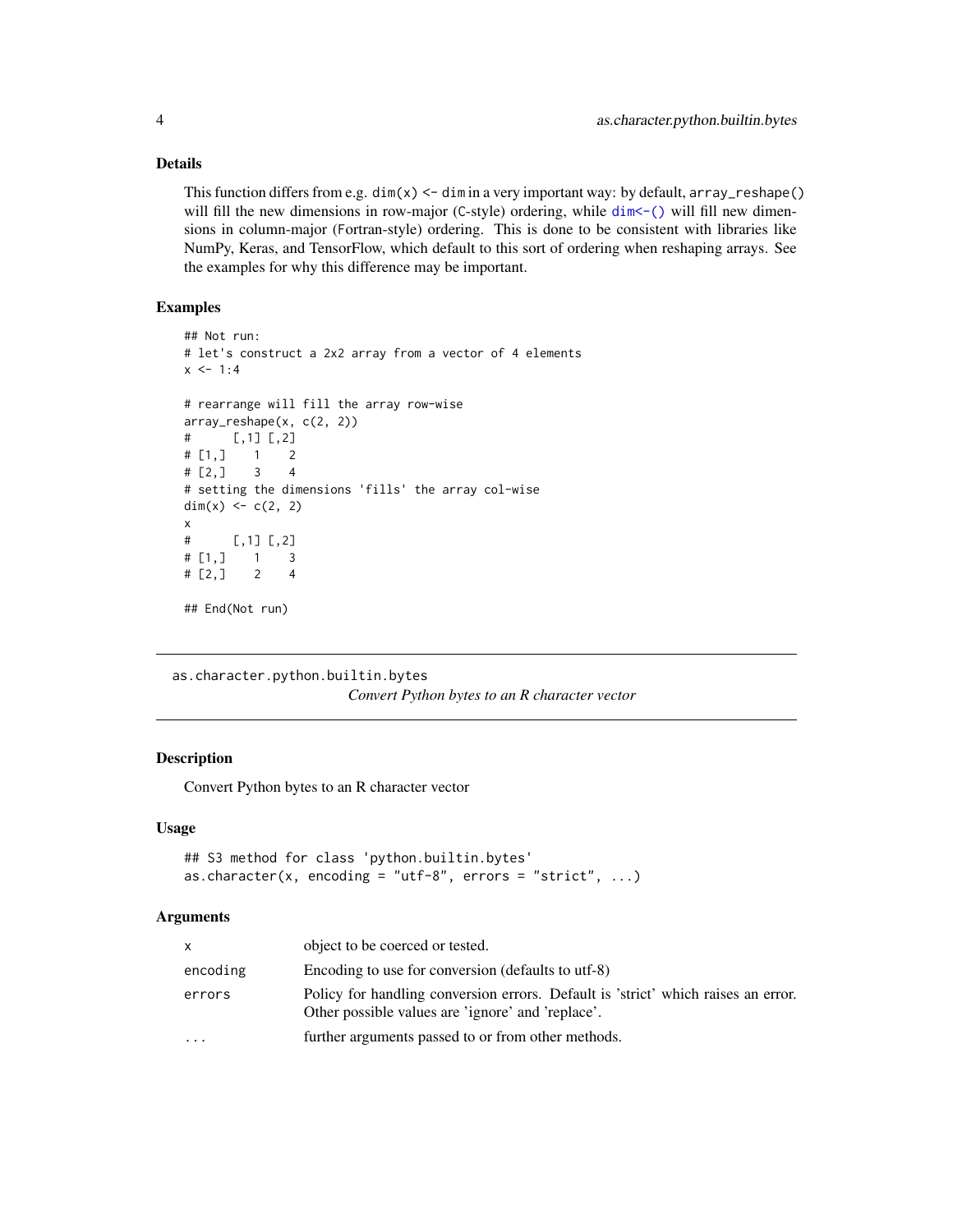### Details

This function differs from e.g. `dim(x) <- dim` in a very important way: by default, `array_reshape()` will fill the new dimensions in row-major (C-style) ordering, while `dim<-()` will fill new dimensions in column-major (Fortran-style) ordering. This is done to be consistent with libraries like NumPy, Keras, and TensorFlow, which default to this sort of ordering when reshaping arrays. See the examples for why this difference may be important.

### Examples

```
## Not run:
# let's construct a 2x2 array from a vector of 4 elements
x <- 1:4

# rearrange will fill the array row-wise
array_reshape(x, c(2, 2))
#      [,1] [,2]
# [1,]    1    2
# [2,]    3    4
# setting the dimensions 'fills' the array col-wise
dim(x) <- c(2, 2)
x
#      [,1] [,2]
# [1,]    1    3
# [2,]    2    4

## End(Not run)
```

---

## as.character.python.builtin.bytes

*Convert Python bytes to an R character vector*

### Description

Convert Python bytes to an R character vector

### Usage

```
## S3 method for class 'python.builtin.bytes'
as.character(x, encoding = "utf-8", errors = "strict", ...)
```

### Arguments

| | |
|---|---|
| `x` | object to be coerced or tested. |
| `encoding` | Encoding to use for conversion (defaults to utf-8) |
| `errors` | Policy for handling conversion errors. Default is 'strict' which raises an error. Other possible values are 'ignore' and 'replace'. |
| `...` | further arguments passed to or from other methods. |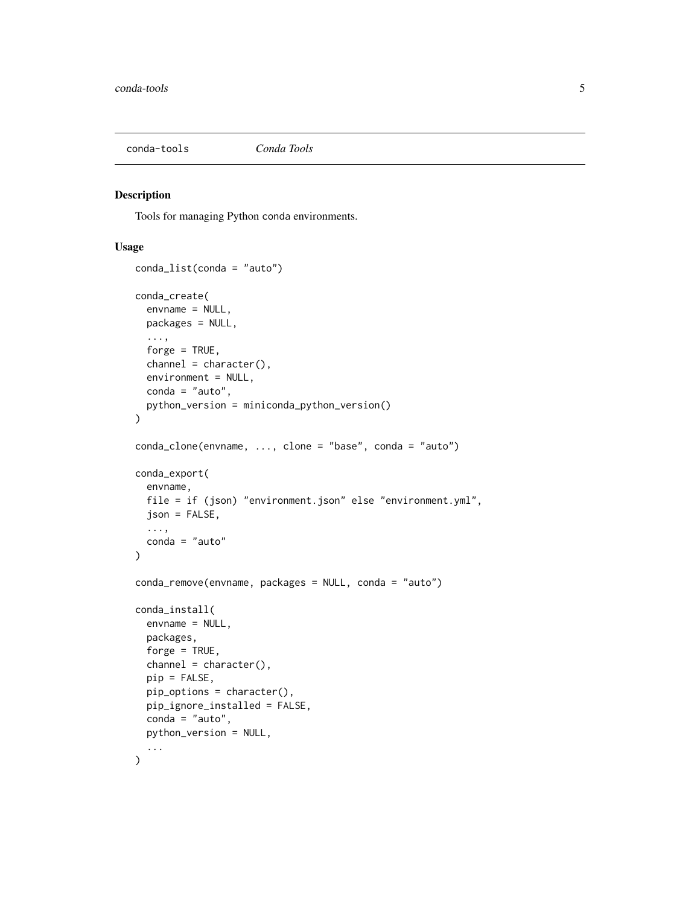conda-tools    *Conda Tools*

## Description

Tools for managing Python conda environments.

## Usage

```
conda_list(conda = "auto")

conda_create(
  envname = NULL,
  packages = NULL,
  ...,
  forge = TRUE,
  channel = character(),
  environment = NULL,
  conda = "auto",
  python_version = miniconda_python_version()
)

conda_clone(envname, ..., clone = "base", conda = "auto")

conda_export(
  envname,
  file = if (json) "environment.json" else "environment.yml",
  json = FALSE,
  ...,
  conda = "auto"
)

conda_remove(envname, packages = NULL, conda = "auto")

conda_install(
  envname = NULL,
  packages,
  forge = TRUE,
  channel = character(),
  pip = FALSE,
  pip_options = character(),
  pip_ignore_installed = FALSE,
  conda = "auto",
  python_version = NULL,
  ...
)
```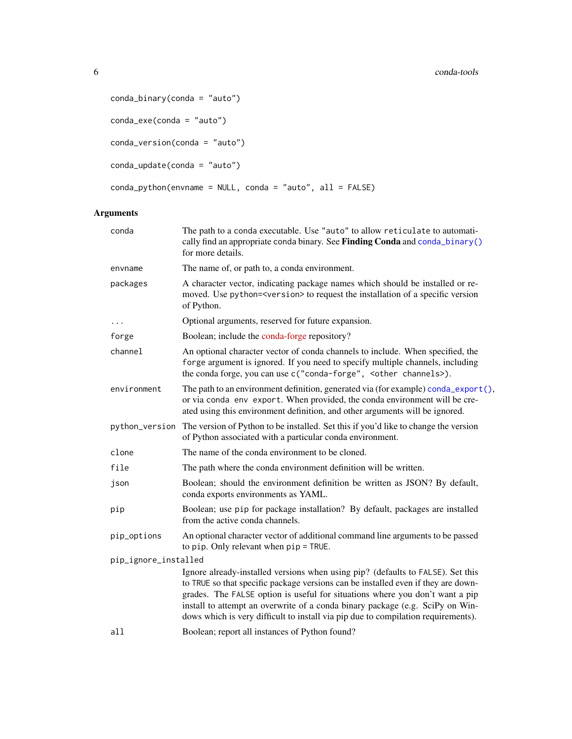```
conda_binary(conda = "auto")

conda_exe(conda = "auto")

conda_version(conda = "auto")

conda_update(conda = "auto")

conda_python(envname = NULL, conda = "auto", all = FALSE)
```

## Arguments

| Argument | Description |
|---|---|
| `conda` | The path to a conda executable. Use "auto" to allow `reticulate` to automatically find an appropriate conda binary. See **Finding Conda** and `conda_binary()` for more details. |
| `envname` | The name of, or path to, a conda environment. |
| `packages` | A character vector, indicating package names which should be installed or removed. Use `python=<version>` to request the installation of a specific version of Python. |
| `...` | Optional arguments, reserved for future expansion. |
| `forge` | Boolean; include the conda-forge repository? |
| `channel` | An optional character vector of conda channels to include. When specified, the `forge` argument is ignored. If you need to specify multiple channels, including the conda forge, you can use `c("conda-forge", <other channels>)`. |
| `environment` | The path to an environment definition, generated via (for example) `conda_export()`, or via `conda env export`. When provided, the conda environment will be created using this environment definition, and other arguments will be ignored. |
| `python_version` | The version of Python to be installed. Set this if you'd like to change the version of Python associated with a particular conda environment. |
| `clone` | The name of the conda environment to be cloned. |
| `file` | The path where the conda environment definition will be written. |
| `json` | Boolean; should the environment definition be written as JSON? By default, conda exports environments as YAML. |
| `pip` | Boolean; use `pip` for package installation? By default, packages are installed from the active conda channels. |
| `pip_options` | An optional character vector of additional command line arguments to be passed to `pip`. Only relevant when `pip = TRUE`. |
| `pip_ignore_installed` | Ignore already-installed versions when using pip? (defaults to `FALSE`). Set this to `TRUE` so that specific package versions can be installed even if they are downgrades. The `FALSE` option is useful for situations where you don't want a pip install to attempt an overwrite of a conda binary package (e.g. SciPy on Windows which is very difficult to install via pip due to compilation requirements). |
| `all` | Boolean; report all instances of Python found? |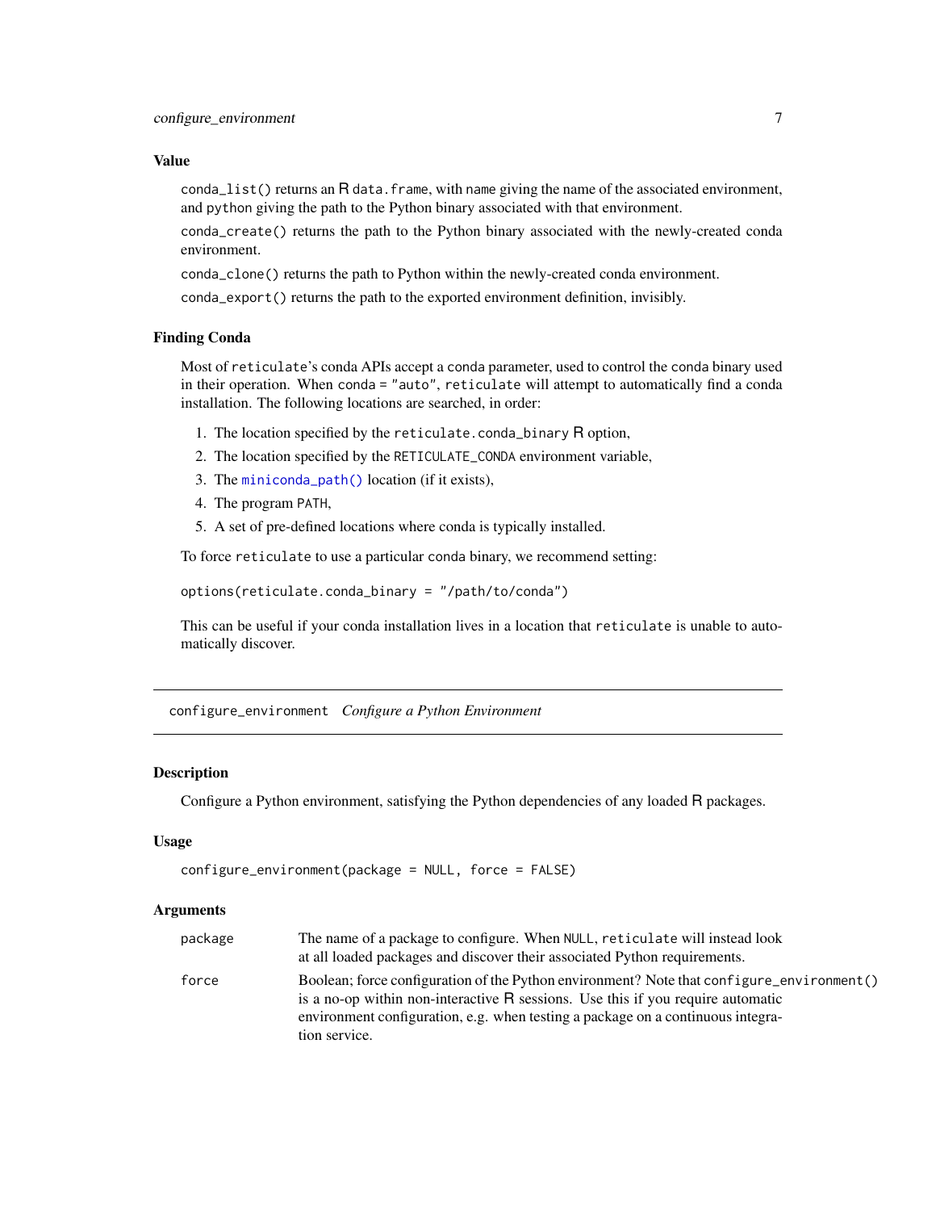### Value

`conda_list()` returns an R `data.frame`, with `name` giving the name of the associated environment, and `python` giving the path to the Python binary associated with that environment.

`conda_create()` returns the path to the Python binary associated with the newly-created conda environment.

`conda_clone()` returns the path to Python within the newly-created conda environment.

`conda_export()` returns the path to the exported environment definition, invisibly.

### Finding Conda

Most of `reticulate`'s conda APIs accept a `conda` parameter, used to control the `conda` binary used in their operation. When `conda = "auto"`, `reticulate` will attempt to automatically find a conda installation. The following locations are searched, in order:

1. The location specified by the `reticulate.conda_binary` R option,
2. The location specified by the `RETICULATE_CONDA` environment variable,
3. The `miniconda_path()` location (if it exists),
4. The program `PATH`,
5. A set of pre-defined locations where conda is typically installed.

To force `reticulate` to use a particular `conda` binary, we recommend setting:

```
options(reticulate.conda_binary = "/path/to/conda")
```

This can be useful if your conda installation lives in a location that `reticulate` is unable to automatically discover.

---

## configure_environment *Configure a Python Environment*

---

### Description

Configure a Python environment, satisfying the Python dependencies of any loaded R packages.

### Usage

```
configure_environment(package = NULL, force = FALSE)
```

### Arguments

| | |
|---|---|
| `package` | The name of a package to configure. When `NULL`, `reticulate` will instead look at all loaded packages and discover their associated Python requirements. |
| `force` | Boolean; force configuration of the Python environment? Note that `configure_environment()` is a no-op within non-interactive R sessions. Use this if you require automatic environment configuration, e.g. when testing a package on a continuous integration service. |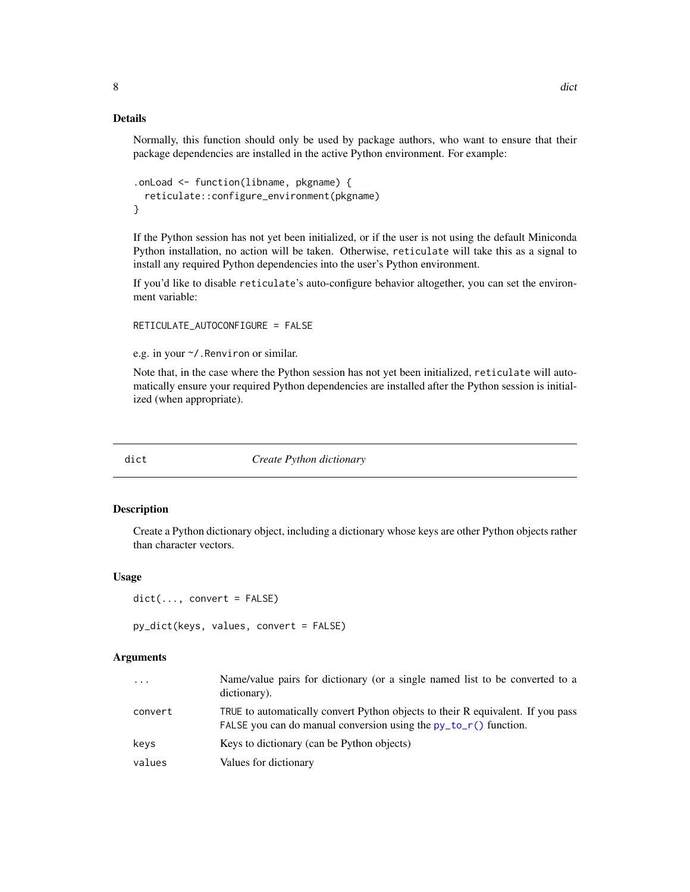### Details

Normally, this function should only be used by package authors, who want to ensure that their package dependencies are installed in the active Python environment. For example:

```
.onLoad <- function(libname, pkgname) {
  reticulate::configure_environment(pkgname)
}
```

If the Python session has not yet been initialized, or if the user is not using the default Miniconda Python installation, no action will be taken. Otherwise, `reticulate` will take this as a signal to install any required Python dependencies into the user's Python environment.

If you'd like to disable `reticulate`'s auto-configure behavior altogether, you can set the environment variable:

```
RETICULATE_AUTOCONFIGURE = FALSE
```

e.g. in your `~/.Renviron` or similar.

Note that, in the case where the Python session has not yet been initialized, `reticulate` will automatically ensure your required Python dependencies are installed after the Python session is initialized (when appropriate).

## dict — *Create Python dictionary*

### Description

Create a Python dictionary object, including a dictionary whose keys are other Python objects rather than character vectors.

### Usage

```
dict(..., convert = FALSE)

py_dict(keys, values, convert = FALSE)
```

### Arguments

| | |
|---|---|
| `...` | Name/value pairs for dictionary (or a single named list to be converted to a dictionary). |
| `convert` | `TRUE` to automatically convert Python objects to their R equivalent. If you pass `FALSE` you can do manual conversion using the `py_to_r()` function. |
| `keys` | Keys to dictionary (can be Python objects) |
| `values` | Values for dictionary |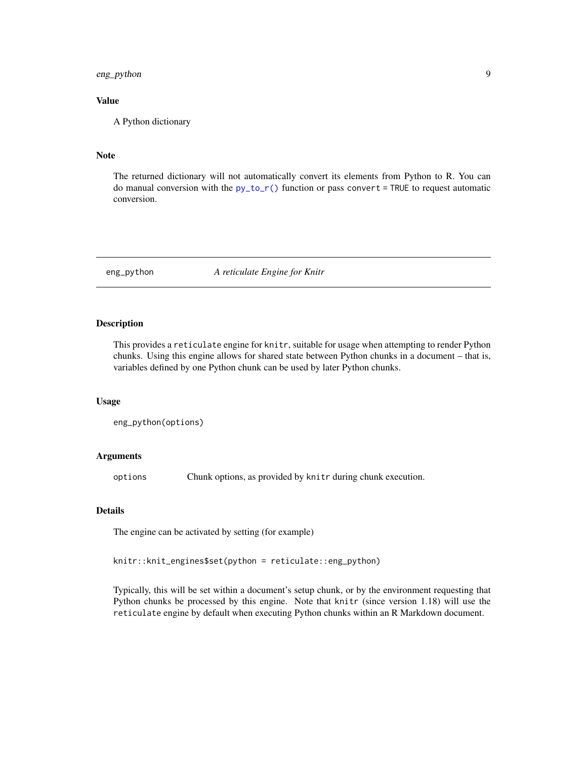### Value

A Python dictionary

### Note

The returned dictionary will not automatically convert its elements from Python to R. You can do manual conversion with the `py_to_r()` function or pass `convert = TRUE` to request automatic conversion.

---

## eng_python — *A reticulate Engine for Knitr*

---

### Description

This provides a `reticulate` engine for `knitr`, suitable for usage when attempting to render Python chunks. Using this engine allows for shared state between Python chunks in a document – that is, variables defined by one Python chunk can be used by later Python chunks.

### Usage

```
eng_python(options)
```

### Arguments

| | |
|---|---|
| `options` | Chunk options, as provided by `knitr` during chunk execution. |

### Details

The engine can be activated by setting (for example)

```
knitr::knit_engines$set(python = reticulate::eng_python)
```

Typically, this will be set within a document's setup chunk, or by the environment requesting that Python chunks be processed by this engine. Note that `knitr` (since version 1.18) will use the `reticulate` engine by default when executing Python chunks within an R Markdown document.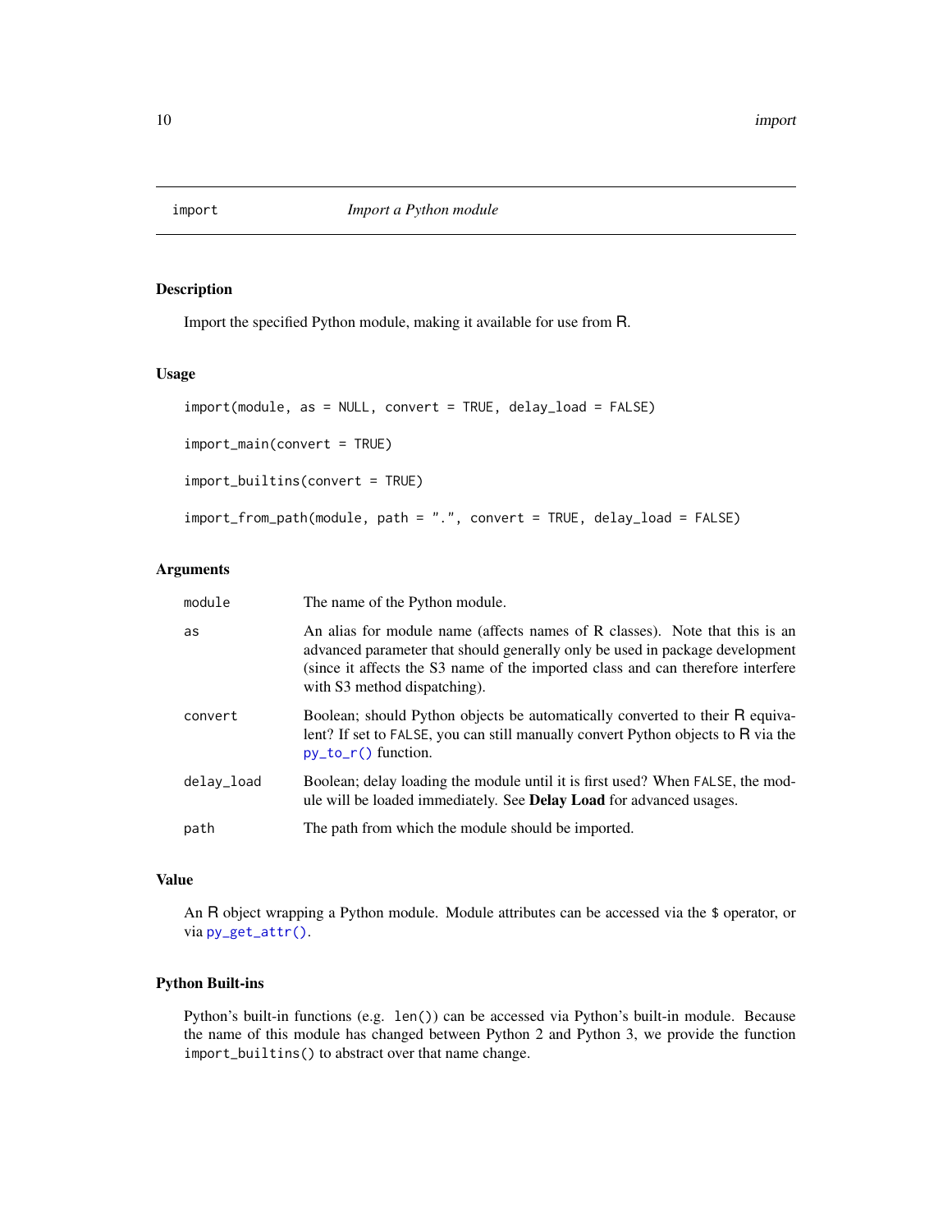## import — *Import a Python module*

### Description

Import the specified Python module, making it available for use from R.

### Usage

```
import(module, as = NULL, convert = TRUE, delay_load = FALSE)

import_main(convert = TRUE)

import_builtins(convert = TRUE)

import_from_path(module, path = ".", convert = TRUE, delay_load = FALSE)
```

### Arguments

| | |
|---|---|
| `module` | The name of the Python module. |
| `as` | An alias for module name (affects names of R classes). Note that this is an advanced parameter that should generally only be used in package development (since it affects the S3 name of the imported class and can therefore interfere with S3 method dispatching). |
| `convert` | Boolean; should Python objects be automatically converted to their R equivalent? If set to `FALSE`, you can still manually convert Python objects to R via the `py_to_r()` function. |
| `delay_load` | Boolean; delay loading the module until it is first used? When `FALSE`, the module will be loaded immediately. See **Delay Load** for advanced usages. |
| `path` | The path from which the module should be imported. |

### Value

An R object wrapping a Python module. Module attributes can be accessed via the `$` operator, or via `py_get_attr()`.

### Python Built-ins

Python's built-in functions (e.g. `len()`) can be accessed via Python's built-in module. Because the name of this module has changed between Python 2 and Python 3, we provide the function `import_builtins()` to abstract over that name change.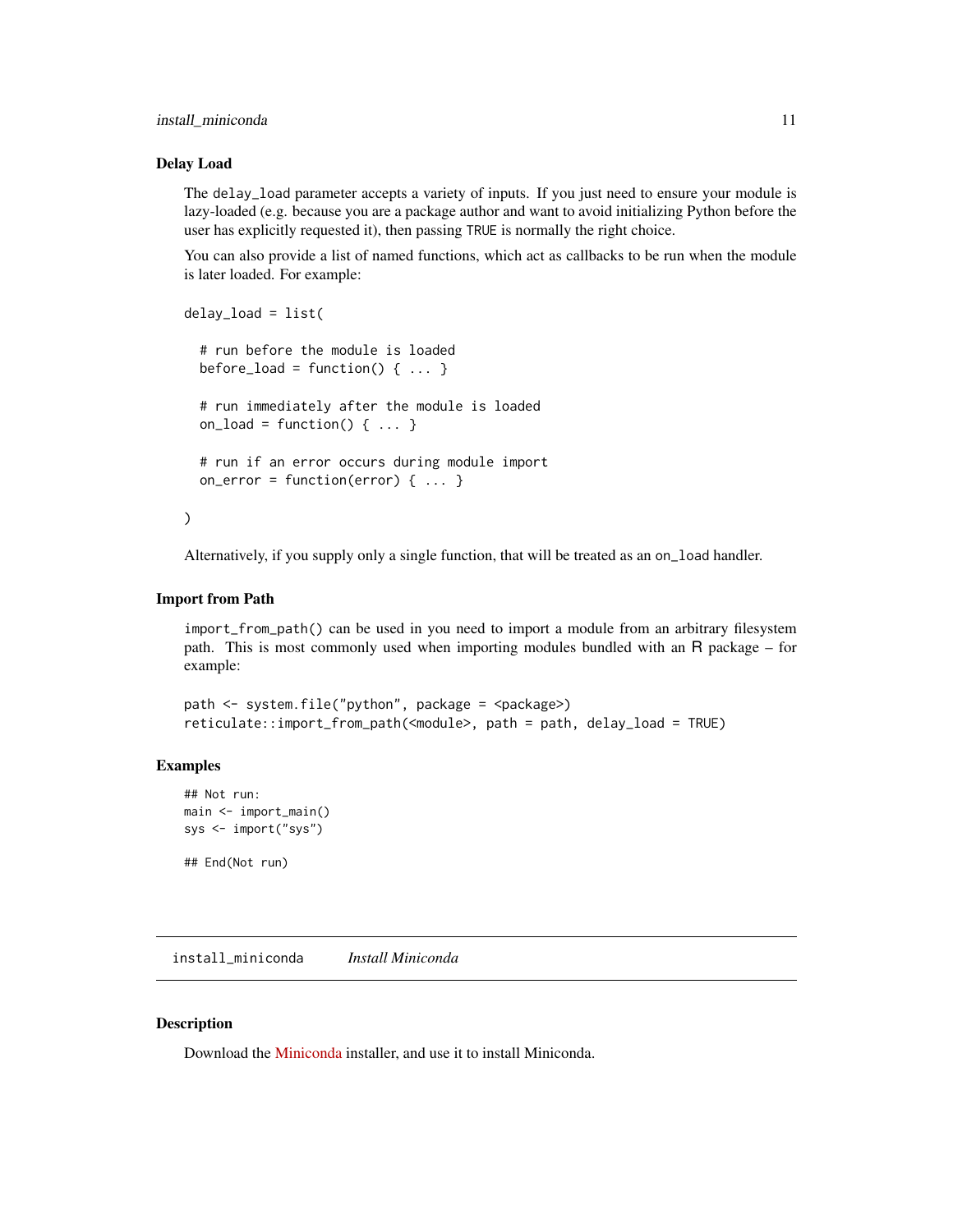### Delay Load

The `delay_load` parameter accepts a variety of inputs. If you just need to ensure your module is lazy-loaded (e.g. because you are a package author and want to avoid initializing Python before the user has explicitly requested it), then passing `TRUE` is normally the right choice.

You can also provide a list of named functions, which act as callbacks to be run when the module is later loaded. For example:

```
delay_load = list(

  # run before the module is loaded
  before_load = function() { ... }

  # run immediately after the module is loaded
  on_load = function() { ... }

  # run if an error occurs during module import
  on_error = function(error) { ... }

)
```

Alternatively, if you supply only a single function, that will be treated as an `on_load` handler.

### Import from Path

`import_from_path()` can be used in you need to import a module from an arbitrary filesystem path. This is most commonly used when importing modules bundled with an R package – for example:

```
path <- system.file("python", package = <package>)
reticulate::import_from_path(<module>, path = path, delay_load = TRUE)
```

### Examples

```
## Not run:
main <- import_main()
sys <- import("sys")

## End(Not run)
```

---

## install_miniconda *Install Miniconda*

---

### Description

Download the Miniconda installer, and use it to install Miniconda.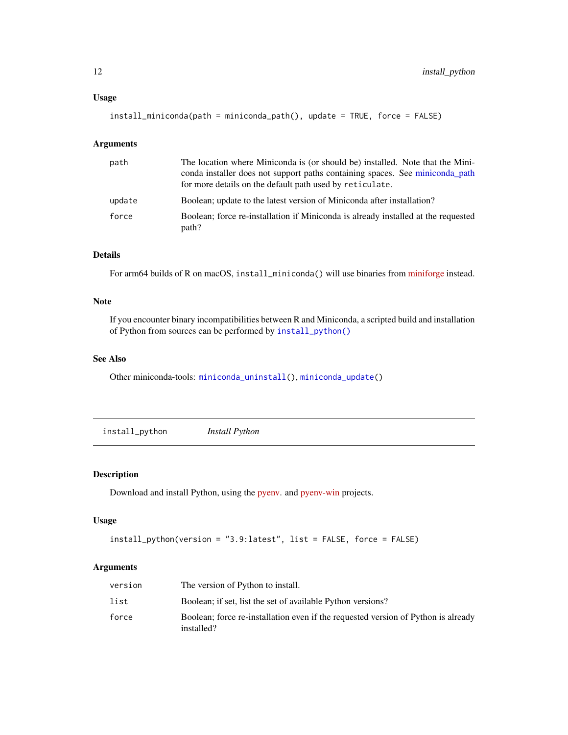### Usage

```
install_miniconda(path = miniconda_path(), update = TRUE, force = FALSE)
```

### Arguments

| | |
|---|---|
| path | The location where Miniconda is (or should be) installed. Note that the Miniconda installer does not support paths containing spaces. See miniconda_path for more details on the default path used by `reticulate`. |
| update | Boolean; update to the latest version of Miniconda after installation? |
| force | Boolean; force re-installation if Miniconda is already installed at the requested path? |

### Details

For arm64 builds of R on macOS, `install_miniconda()` will use binaries from miniforge instead.

### Note

If you encounter binary incompatibilities between R and Miniconda, a scripted build and installation of Python from sources can be performed by `install_python()`

### See Also

Other miniconda-tools: `miniconda_uninstall()`, `miniconda_update()`

---

## install_python *Install Python*

### Description

Download and install Python, using the pyenv. and pyenv-win projects.

### Usage

```
install_python(version = "3.9:latest", list = FALSE, force = FALSE)
```

### Arguments

| | |
|---|---|
| version | The version of Python to install. |
| list | Boolean; if set, list the set of available Python versions? |
| force | Boolean; force re-installation even if the requested version of Python is already installed? |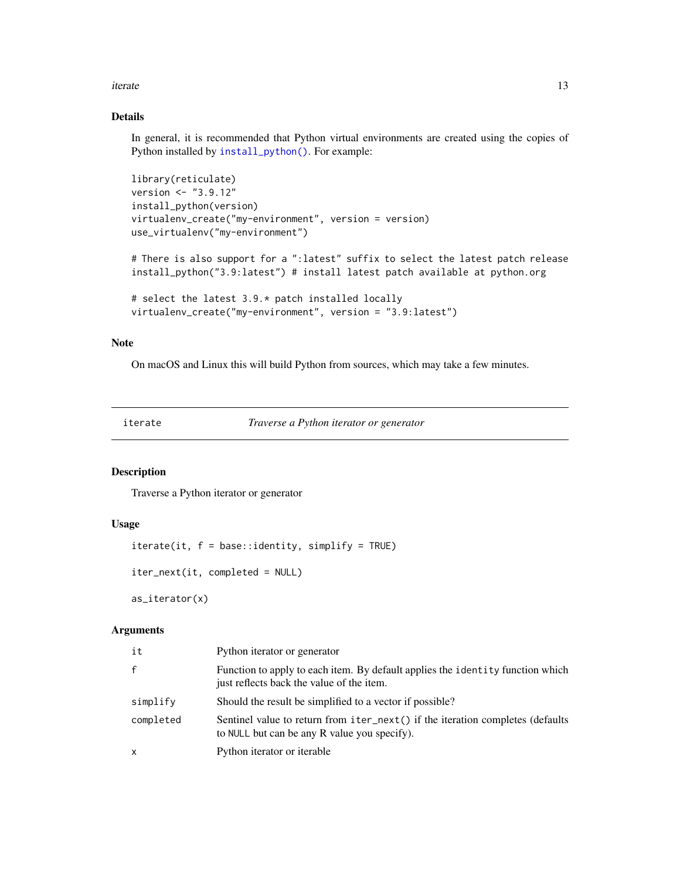### Details

In general, it is recommended that Python virtual environments are created using the copies of Python installed by `install_python()`. For example:

```
library(reticulate)
version <- "3.9.12"
install_python(version)
virtualenv_create("my-environment", version = version)
use_virtualenv("my-environment")

# There is also support for a ":latest" suffix to select the latest patch release
install_python("3.9:latest") # install latest patch available at python.org

# select the latest 3.9.* patch installed locally
virtualenv_create("my-environment", version = "3.9:latest")
```

### Note

On macOS and Linux this will build Python from sources, which may take a few minutes.

---

## iterate — *Traverse a Python iterator or generator*

### Description

Traverse a Python iterator or generator

### Usage

```
iterate(it, f = base::identity, simplify = TRUE)

iter_next(it, completed = NULL)

as_iterator(x)
```

### Arguments

| | |
|---|---|
| `it` | Python iterator or generator |
| `f` | Function to apply to each item. By default applies the `identity` function which just reflects back the value of the item. |
| `simplify` | Should the result be simplified to a vector if possible? |
| `completed` | Sentinel value to return from `iter_next()` if the iteration completes (defaults to `NULL` but can be any R value you specify). |
| `x` | Python iterator or iterable |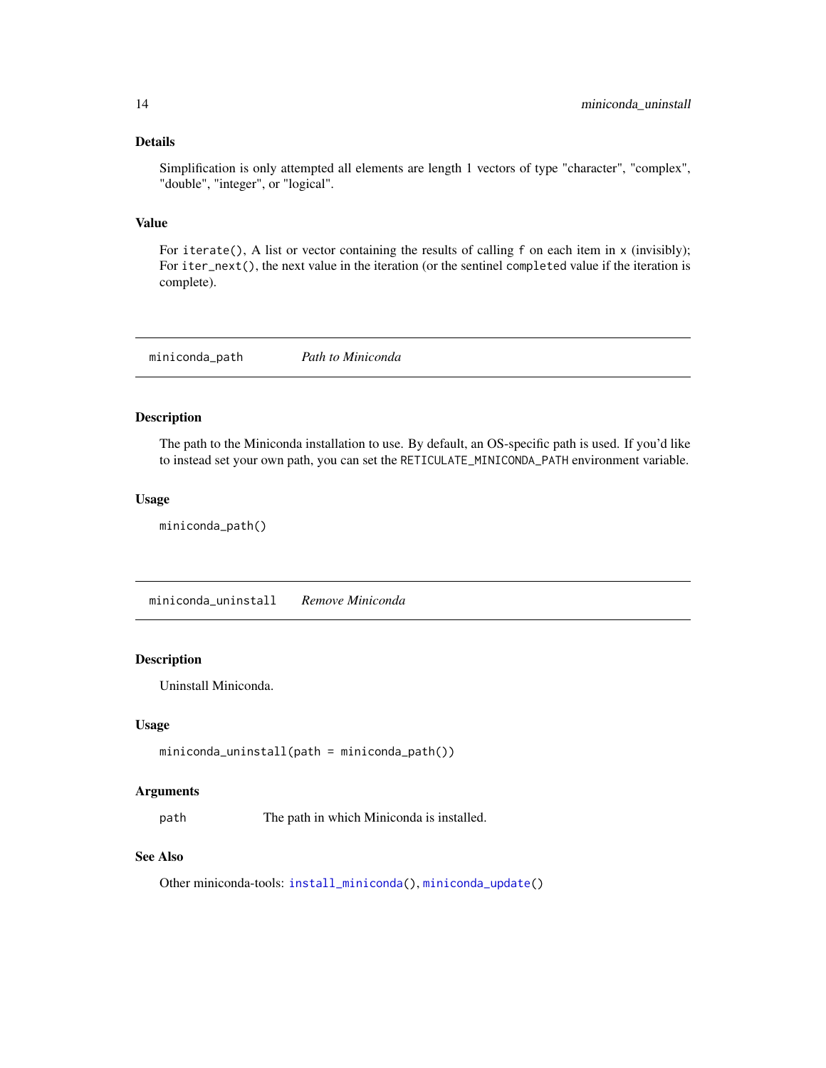### Details

Simplification is only attempted all elements are length 1 vectors of type "character", "complex", "double", "integer", or "logical".

### Value

For `iterate()`, A list or vector containing the results of calling `f` on each item in `x` (invisibly); For `iter_next()`, the next value in the iteration (or the sentinel `completed` value if the iteration is complete).

---

## miniconda_path — *Path to Miniconda*

### Description

The path to the Miniconda installation to use. By default, an OS-specific path is used. If you'd like to instead set your own path, you can set the `RETICULATE_MINICONDA_PATH` environment variable.

### Usage

```
miniconda_path()
```

---

## miniconda_uninstall — *Remove Miniconda*

### Description

Uninstall Miniconda.

### Usage

```
miniconda_uninstall(path = miniconda_path())
```

### Arguments

| | |
|---|---|
| `path` | The path in which Miniconda is installed. |

### See Also

Other miniconda-tools: `install_miniconda()`, `miniconda_update()`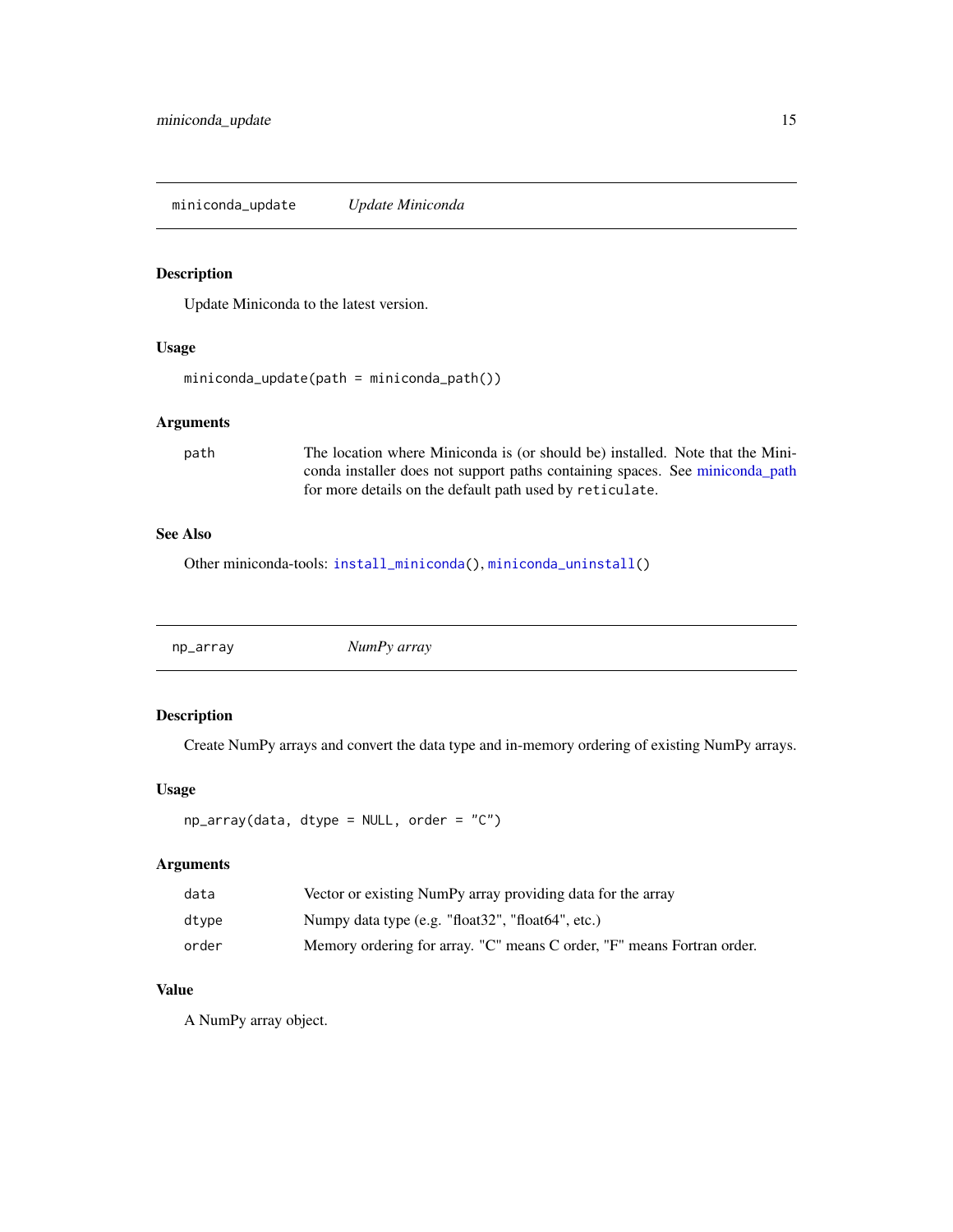## miniconda_update — *Update Miniconda*

### Description

Update Miniconda to the latest version.

### Usage

```
miniconda_update(path = miniconda_path())
```

### Arguments

| | |
|---|---|
| path | The location where Miniconda is (or should be) installed. Note that the Miniconda installer does not support paths containing spaces. See miniconda_path for more details on the default path used by `reticulate`. |

### See Also

Other miniconda-tools: `install_miniconda()`, `miniconda_uninstall()`

## np_array — *NumPy array*

### Description

Create NumPy arrays and convert the data type and in-memory ordering of existing NumPy arrays.

### Usage

```
np_array(data, dtype = NULL, order = "C")
```

### Arguments

| | |
|---|---|
| data | Vector or existing NumPy array providing data for the array |
| dtype | Numpy data type (e.g. "float32", "float64", etc.) |
| order | Memory ordering for array. "C" means C order, "F" means Fortran order. |

### Value

A NumPy array object.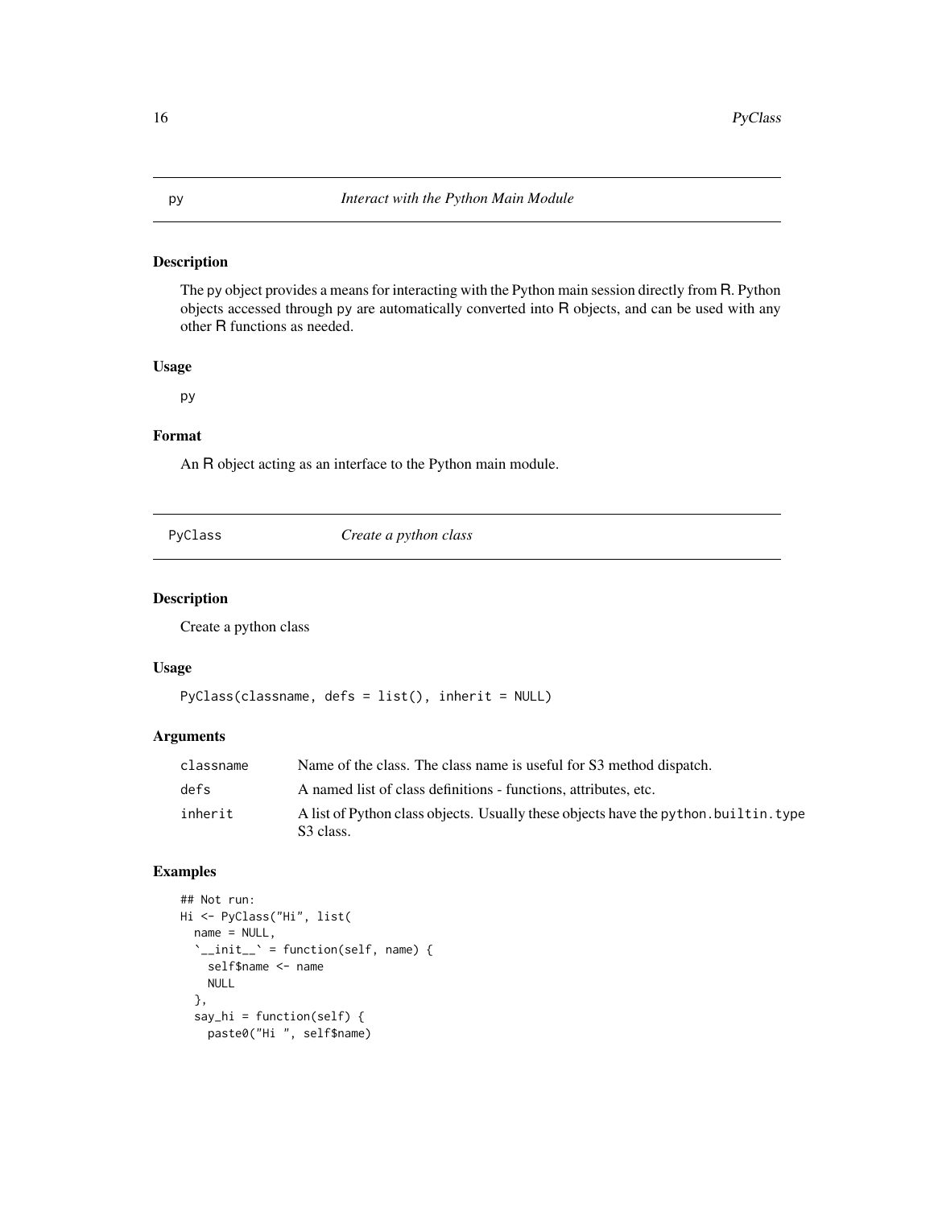## py — *Interact with the Python Main Module*

### Description

The py object provides a means for interacting with the Python main session directly from R. Python objects accessed through py are automatically converted into R objects, and can be used with any other R functions as needed.

### Usage

```
py
```

### Format

An R object acting as an interface to the Python main module.

## PyClass — *Create a python class*

### Description

Create a python class

### Usage

```
PyClass(classname, defs = list(), inherit = NULL)
```

### Arguments

| | |
|---|---|
| classname | Name of the class. The class name is useful for S3 method dispatch. |
| defs | A named list of class definitions - functions, attributes, etc. |
| inherit | A list of Python class objects. Usually these objects have the python.builtin.type S3 class. |

### Examples

```
## Not run:
Hi <- PyClass("Hi", list(
  name = NULL,
  `__init__` = function(self, name) {
    self$name <- name
    NULL
  },
  say_hi = function(self) {
    paste0("Hi ", self$name)
```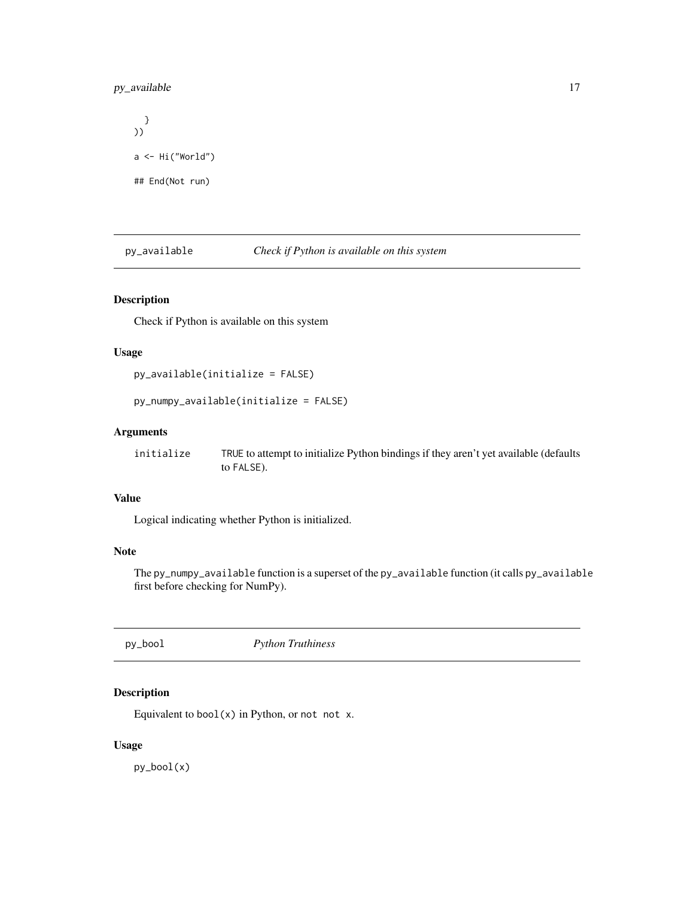```
  }
))

a <- Hi("World")

## End(Not run)
```

## py_available — *Check if Python is available on this system*

### Description

Check if Python is available on this system

### Usage

```
py_available(initialize = FALSE)

py_numpy_available(initialize = FALSE)
```

### Arguments

| | |
|---|---|
| initialize | TRUE to attempt to initialize Python bindings if they aren't yet available (defaults to FALSE). |

### Value

Logical indicating whether Python is initialized.

### Note

The `py_numpy_available` function is a superset of the `py_available` function (it calls `py_available` first before checking for NumPy).

## py_bool — *Python Truthiness*

### Description

Equivalent to `bool(x)` in Python, or `not not x`.

### Usage

```
py_bool(x)
```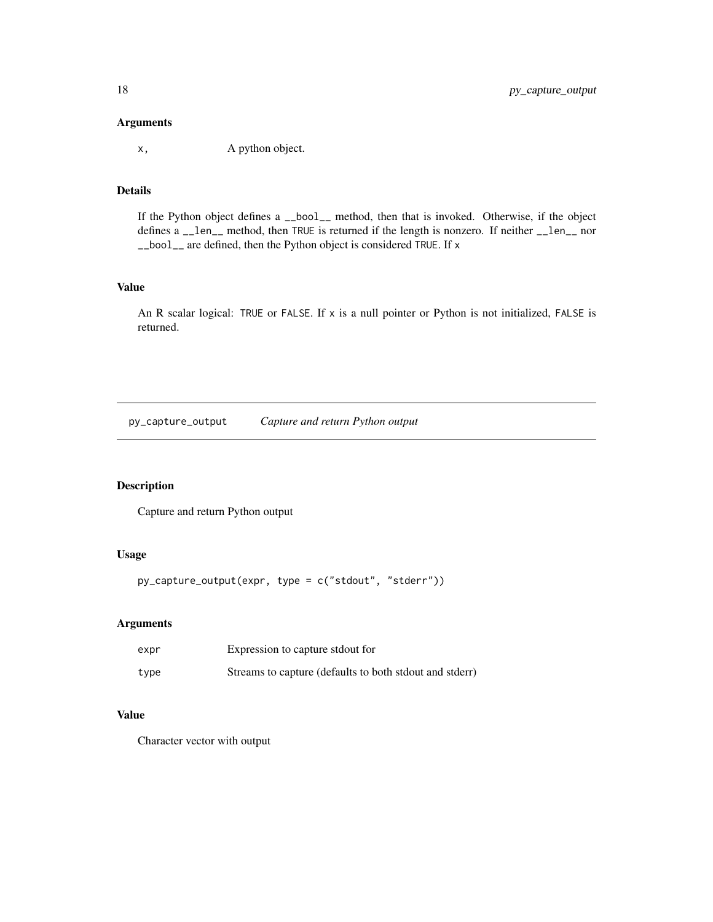### Arguments

| | |
|---|---|
| `x,` | A python object. |

### Details

If the Python object defines a `__bool__` method, then that is invoked. Otherwise, if the object defines a `__len__` method, then `TRUE` is returned if the length is nonzero. If neither `__len__` nor `__bool__` are defined, then the Python object is considered `TRUE`. If `x`

### Value

An R scalar logical: `TRUE` or `FALSE`. If `x` is a null pointer or Python is not initialized, `FALSE` is returned.

---

## `py_capture_output` *Capture and return Python output*

### Description

Capture and return Python output

### Usage

```
py_capture_output(expr, type = c("stdout", "stderr"))
```

### Arguments

| | |
|---|---|
| `expr` | Expression to capture stdout for |
| `type` | Streams to capture (defaults to both stdout and stderr) |

### Value

Character vector with output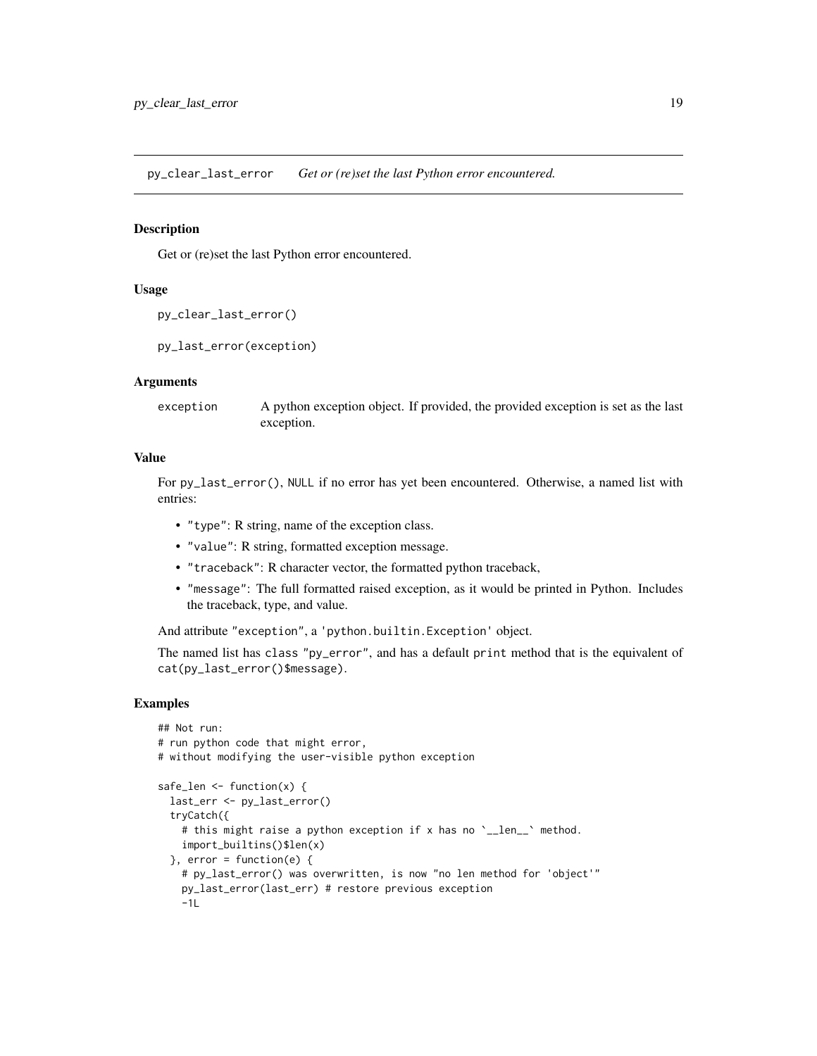## py_clear_last_error — *Get or (re)set the last Python error encountered.*

### Description

Get or (re)set the last Python error encountered.

### Usage

```
py_clear_last_error()

py_last_error(exception)
```

### Arguments

| | |
|---|---|
| exception | A python exception object. If provided, the provided exception is set as the last exception. |

### Value

For `py_last_error()`, `NULL` if no error has yet been encountered. Otherwise, a named list with entries:

- `"type"`: R string, name of the exception class.
- `"value"`: R string, formatted exception message.
- `"traceback"`: R character vector, the formatted python traceback,
- `"message"`: The full formatted raised exception, as it would be printed in Python. Includes the traceback, type, and value.

And attribute `"exception"`, a `'python.builtin.Exception'` object.

The named list has `class "py_error"`, and has a default `print` method that is the equivalent of `cat(py_last_error()$message)`.

### Examples

```
## Not run:
# run python code that might error,
# without modifying the user-visible python exception

safe_len <- function(x) {
  last_err <- py_last_error()
  tryCatch({
    # this might raise a python exception if x has no `__len__` method.
    import_builtins()$len(x)
  }, error = function(e) {
    # py_last_error() was overwritten, is now "no len method for 'object'"
    py_last_error(last_err) # restore previous exception
    -1L
```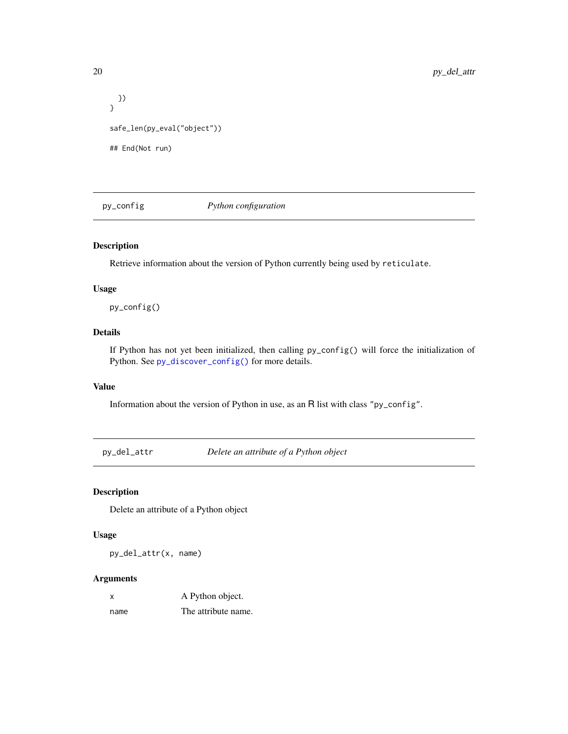```
  })
}

safe_len(py_eval("object"))

## End(Not run)
```

## py_config — *Python configuration*

### Description

Retrieve information about the version of Python currently being used by `reticulate`.

### Usage

```
py_config()
```

### Details

If Python has not yet been initialized, then calling `py_config()` will force the initialization of Python. See `py_discover_config()` for more details.

### Value

Information about the version of Python in use, as an R list with class `"py_config"`.

## py_del_attr — *Delete an attribute of a Python object*

### Description

Delete an attribute of a Python object

### Usage

```
py_del_attr(x, name)
```

### Arguments

| | |
|---|---|
| `x` | A Python object. |
| `name` | The attribute name. |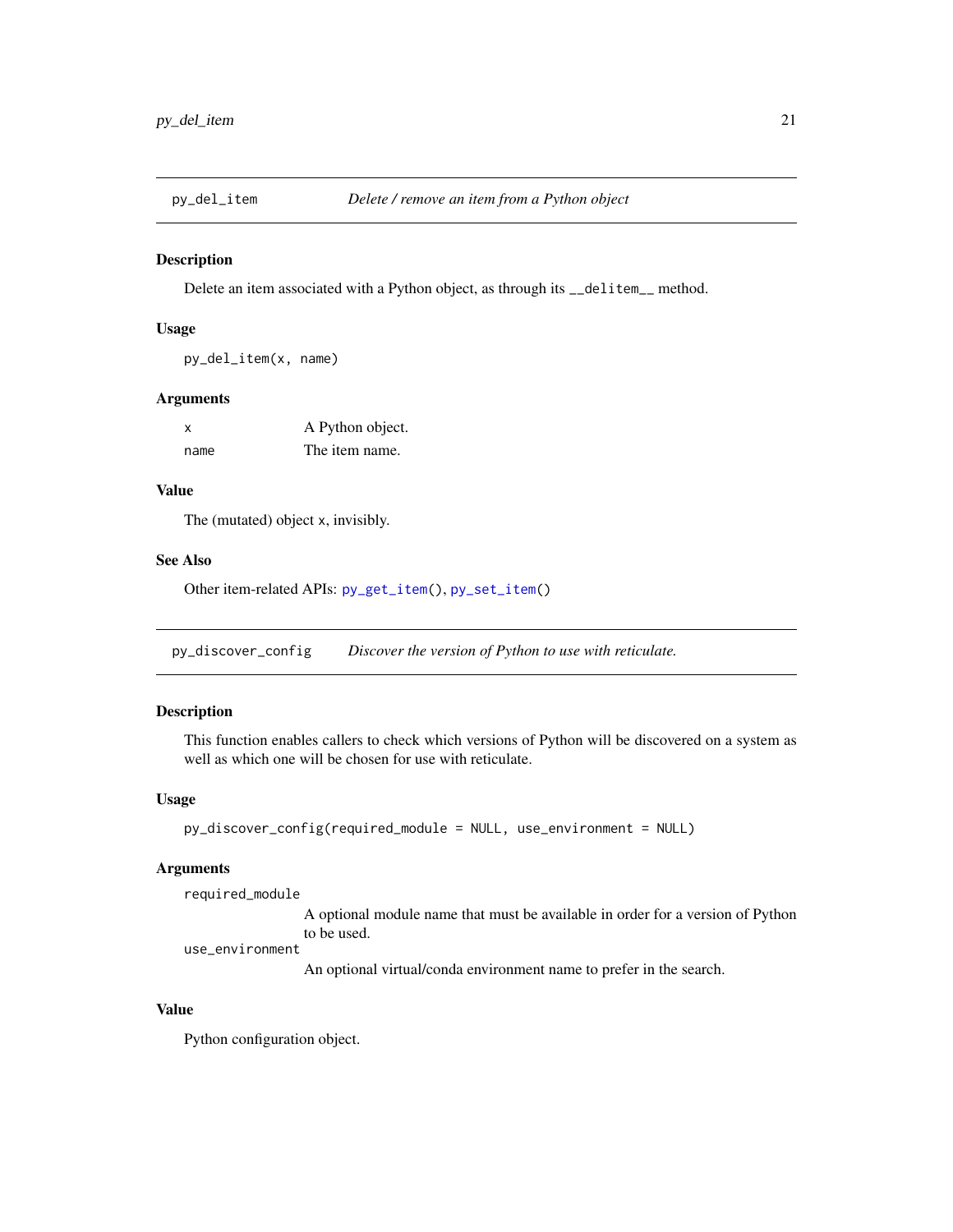## py_del_item — *Delete / remove an item from a Python object*

### Description

Delete an item associated with a Python object, as through its `__delitem__` method.

### Usage

```
py_del_item(x, name)
```

### Arguments

| | |
|---|---|
| `x` | A Python object. |
| `name` | The item name. |

### Value

The (mutated) object `x`, invisibly.

### See Also

Other item-related APIs: `py_get_item()`, `py_set_item()`

## py_discover_config — *Discover the version of Python to use with reticulate.*

### Description

This function enables callers to check which versions of Python will be discovered on a system as well as which one will be chosen for use with reticulate.

### Usage

```
py_discover_config(required_module = NULL, use_environment = NULL)
```

### Arguments

| | |
|---|---|
| `required_module` | A optional module name that must be available in order for a version of Python to be used. |
| `use_environment` | An optional virtual/conda environment name to prefer in the search. |

### Value

Python configuration object.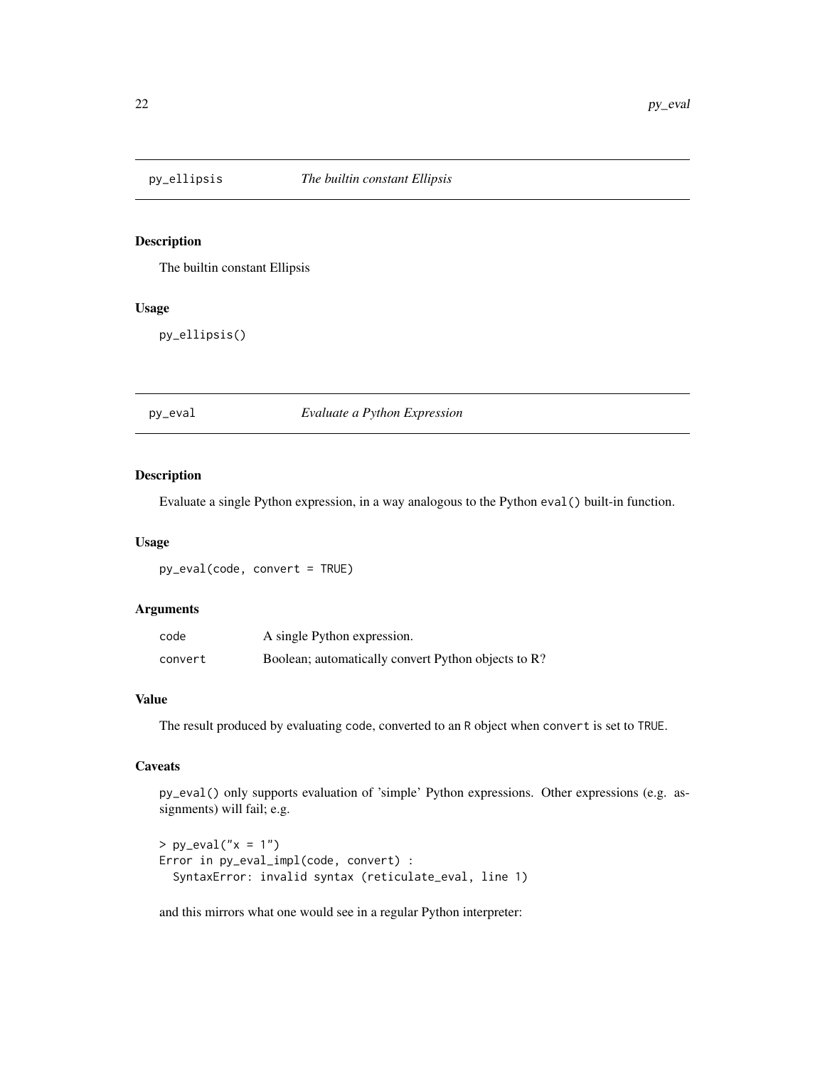## py_ellipsis *The builtin constant Ellipsis*

### Description

The builtin constant Ellipsis

### Usage

```
py_ellipsis()
```

## py_eval *Evaluate a Python Expression*

### Description

Evaluate a single Python expression, in a way analogous to the Python `eval()` built-in function.

### Usage

```
py_eval(code, convert = TRUE)
```

### Arguments

| | |
|---|---|
| `code` | A single Python expression. |
| `convert` | Boolean; automatically convert Python objects to R? |

### Value

The result produced by evaluating `code`, converted to an `R` object when `convert` is set to `TRUE`.

### Caveats

`py_eval()` only supports evaluation of 'simple' Python expressions. Other expressions (e.g. assignments) will fail; e.g.

```
> py_eval("x = 1")
Error in py_eval_impl(code, convert) :
  SyntaxError: invalid syntax (reticulate_eval, line 1)
```

and this mirrors what one would see in a regular Python interpreter: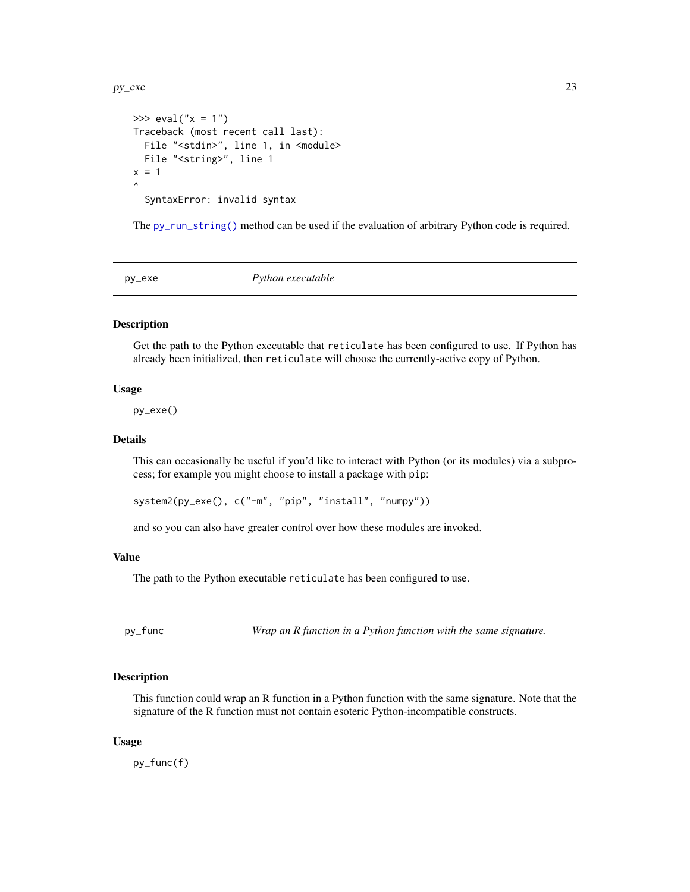```
>>> eval("x = 1")
Traceback (most recent call last):
  File "<stdin>", line 1, in <module>
  File "<string>", line 1
x = 1
^
  SyntaxError: invalid syntax
```

The py_run_string() method can be used if the evaluation of arbitrary Python code is required.

## py_exe — *Python executable*

### Description

Get the path to the Python executable that `reticulate` has been configured to use. If Python has already been initialized, then `reticulate` will choose the currently-active copy of Python.

### Usage

```
py_exe()
```

### Details

This can occasionally be useful if you'd like to interact with Python (or its modules) via a subprocess; for example you might choose to install a package with `pip`:

```
system2(py_exe(), c("-m", "pip", "install", "numpy"))
```

and so you can also have greater control over how these modules are invoked.

### Value

The path to the Python executable `reticulate` has been configured to use.

## py_func — *Wrap an R function in a Python function with the same signature.*

### Description

This function could wrap an R function in a Python function with the same signature. Note that the signature of the R function must not contain esoteric Python-incompatible constructs.

### Usage

```
py_func(f)
```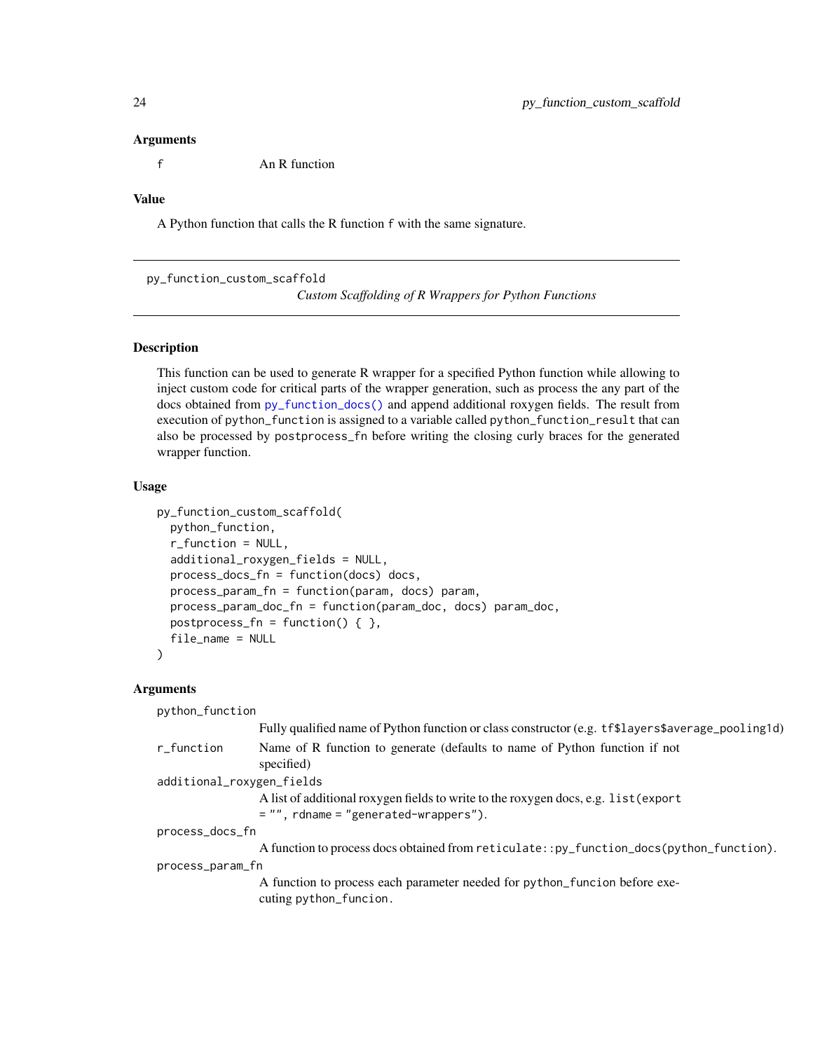### Arguments

f An R function

### Value

A Python function that calls the R function f with the same signature.

---

## py_function_custom_scaffold

*Custom Scaffolding of R Wrappers for Python Functions*

---

### Description

This function can be used to generate R wrapper for a specified Python function while allowing to inject custom code for critical parts of the wrapper generation, such as process the any part of the docs obtained from `py_function_docs()` and append additional roxygen fields. The result from execution of `python_function` is assigned to a variable called `python_function_result` that can also be processed by `postprocess_fn` before writing the closing curly braces for the generated wrapper function.

### Usage

```
py_function_custom_scaffold(
  python_function,
  r_function = NULL,
  additional_roxygen_fields = NULL,
  process_docs_fn = function(docs) docs,
  process_param_fn = function(param, docs) param,
  process_param_doc_fn = function(param_doc, docs) param_doc,
  postprocess_fn = function() { },
  file_name = NULL
)
```

### Arguments

`python_function`
Fully qualified name of Python function or class constructor (e.g. `tf$layers$average_pooling1d`)

`r_function`
Name of R function to generate (defaults to name of Python function if not specified)

`additional_roxygen_fields`
A list of additional roxygen fields to write to the roxygen docs, e.g. `list(export = "", rdname = "generated-wrappers")`.

`process_docs_fn`
A function to process docs obtained from `reticulate::py_function_docs(python_function)`.

`process_param_fn`
A function to process each parameter needed for `python_funcion` before executing `python_funcion`.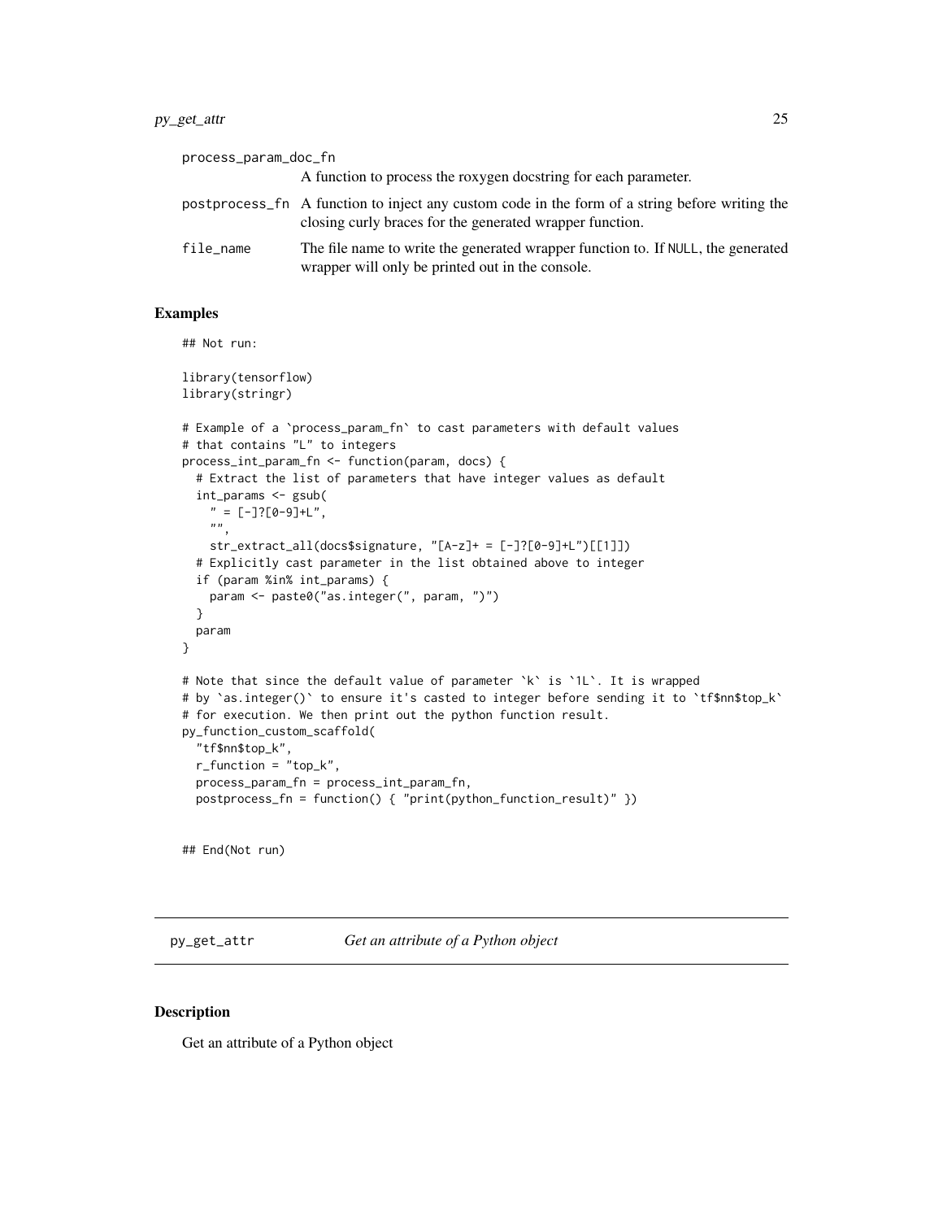| | |
|---|---|
| process_param_doc_fn | A function to process the roxygen docstring for each parameter. |
| postprocess_fn | A function to inject any custom code in the form of a string before writing the closing curly braces for the generated wrapper function. |
| file_name | The file name to write the generated wrapper function to. If NULL, the generated wrapper will only be printed out in the console. |

## Examples

```
## Not run:

library(tensorflow)
library(stringr)

# Example of a `process_param_fn` to cast parameters with default values
# that contains "L" to integers
process_int_param_fn <- function(param, docs) {
  # Extract the list of parameters that have integer values as default
  int_params <- gsub(
    " = [-]?[0-9]+L",
    "",
    str_extract_all(docs$signature, "[A-z]+ = [-]?[0-9]+L")[[1]])
  # Explicitly cast parameter in the list obtained above to integer
  if (param %in% int_params) {
    param <- paste0("as.integer(", param, ")")
  }
  param
}

# Note that since the default value of parameter `k` is `1L`. It is wrapped
# by `as.integer()` to ensure it's casted to integer before sending it to `tf$nn$top_k`
# for execution. We then print out the python function result.
py_function_custom_scaffold(
  "tf$nn$top_k",
  r_function = "top_k",
  process_param_fn = process_int_param_fn,
  postprocess_fn = function() { "print(python_function_result)" })


## End(Not run)
```

# py_get_attr *Get an attribute of a Python object*

## Description

Get an attribute of a Python object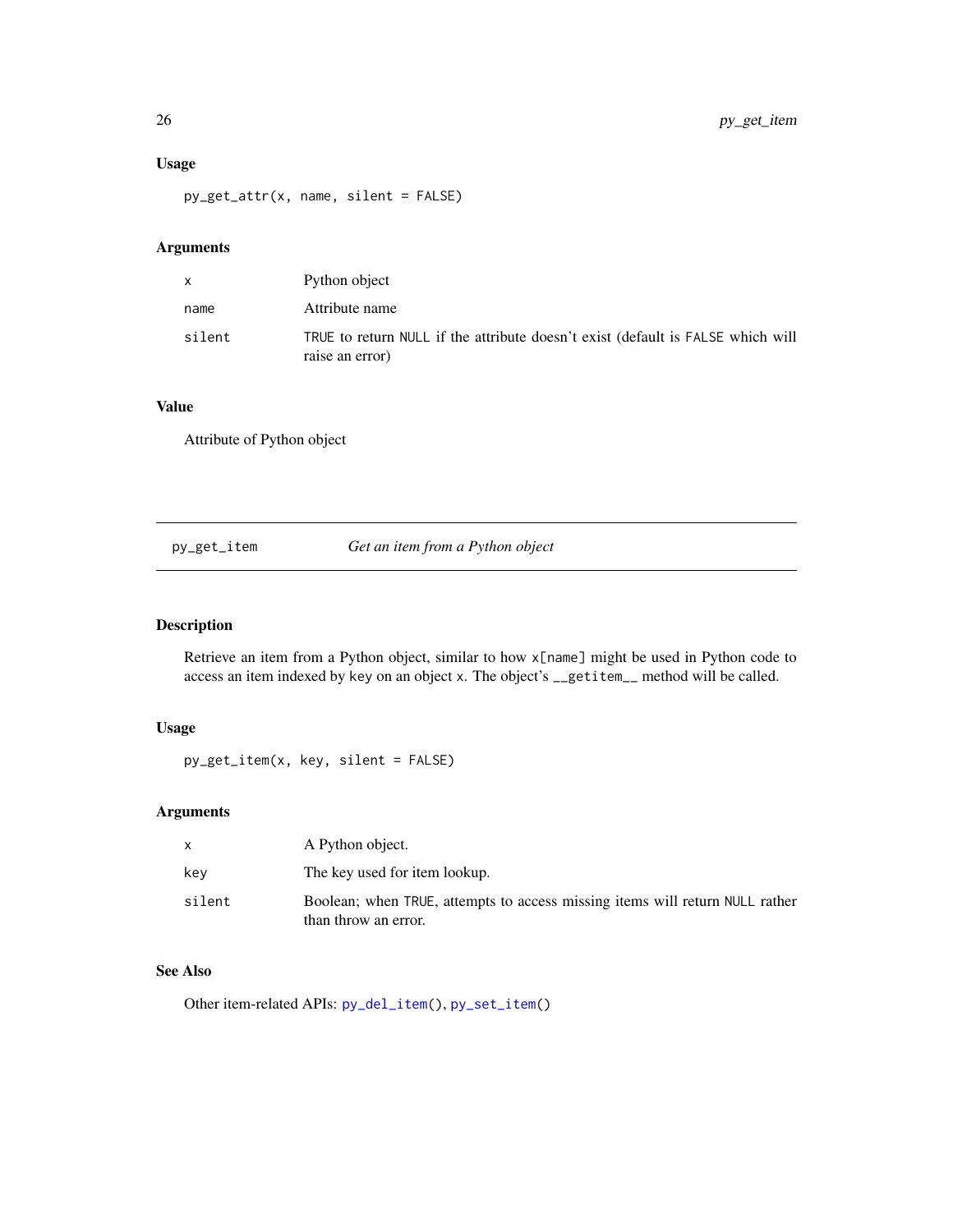### Usage

```
py_get_attr(x, name, silent = FALSE)
```

### Arguments

| | |
|---|---|
| x | Python object |
| name | Attribute name |
| silent | TRUE to return NULL if the attribute doesn't exist (default is FALSE which will raise an error) |

### Value

Attribute of Python object

---

## py_get_item — *Get an item from a Python object*

---

### Description

Retrieve an item from a Python object, similar to how x[name] might be used in Python code to access an item indexed by key on an object x. The object's __getitem__ method will be called.

### Usage

```
py_get_item(x, key, silent = FALSE)
```

### Arguments

| | |
|---|---|
| x | A Python object. |
| key | The key used for item lookup. |
| silent | Boolean; when TRUE, attempts to access missing items will return NULL rather than throw an error. |

### See Also

Other item-related APIs: py_del_item(), py_set_item()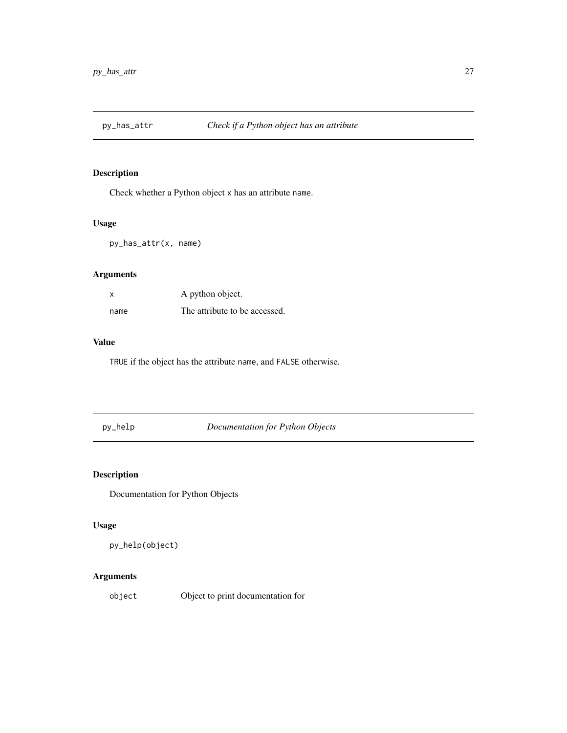## py_has_attr *Check if a Python object has an attribute*

### Description

Check whether a Python object `x` has an attribute `name`.

### Usage

```
py_has_attr(x, name)
```

### Arguments

| | |
|---|---|
| `x` | A python object. |
| `name` | The attribute to be accessed. |

### Value

`TRUE` if the object has the attribute `name`, and `FALSE` otherwise.

## py_help *Documentation for Python Objects*

### Description

Documentation for Python Objects

### Usage

```
py_help(object)
```

### Arguments

| | |
|---|---|
| `object` | Object to print documentation for |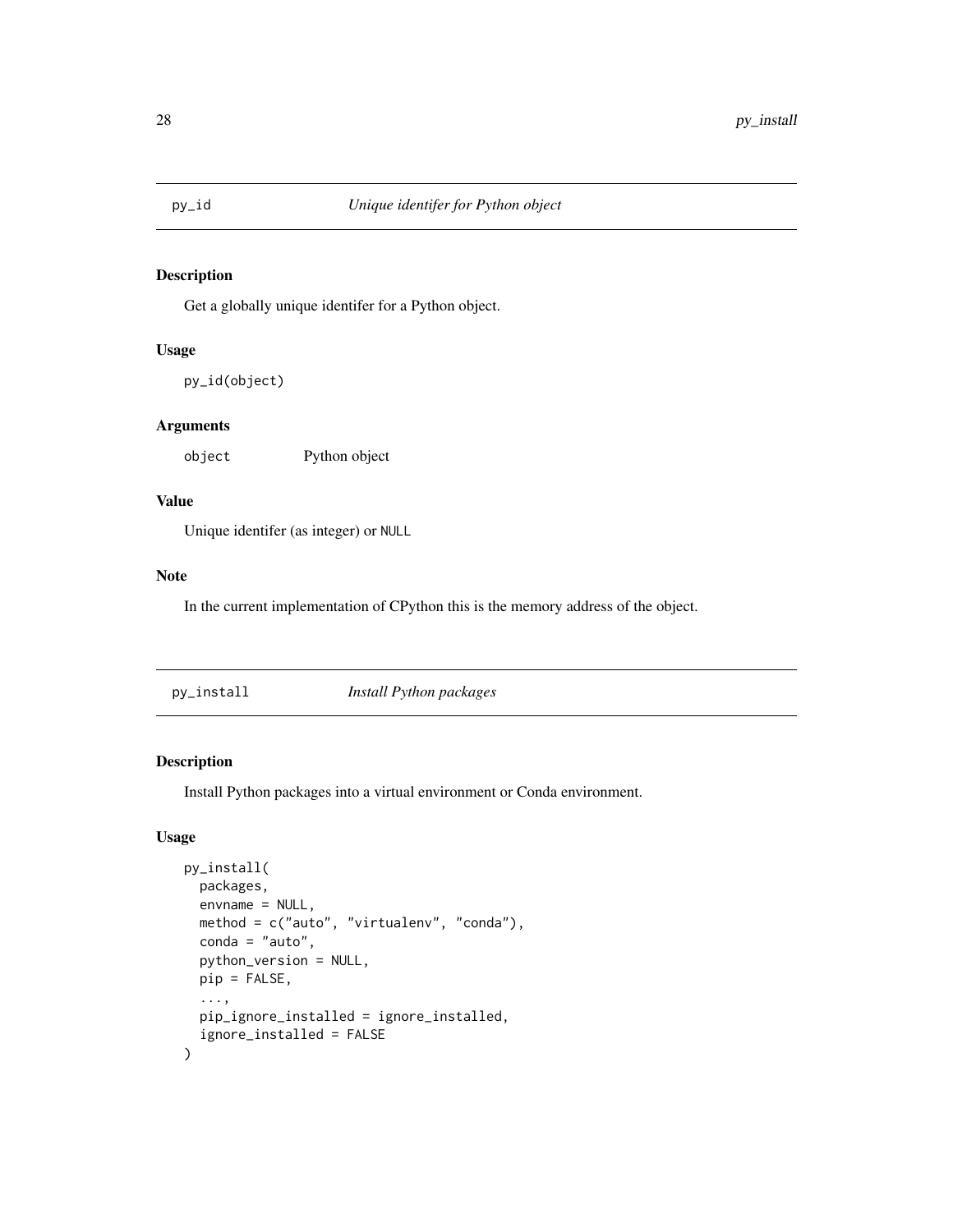## py_id *Unique identifer for Python object*

### Description

Get a globally unique identifer for a Python object.

### Usage

```
py_id(object)
```

### Arguments

| | |
|---|---|
| object | Python object |

### Value

Unique identifer (as integer) or NULL

### Note

In the current implementation of CPython this is the memory address of the object.

## py_install *Install Python packages*

### Description

Install Python packages into a virtual environment or Conda environment.

### Usage

```
py_install(
  packages,
  envname = NULL,
  method = c("auto", "virtualenv", "conda"),
  conda = "auto",
  python_version = NULL,
  pip = FALSE,
  ...,
  pip_ignore_installed = ignore_installed,
  ignore_installed = FALSE
)
```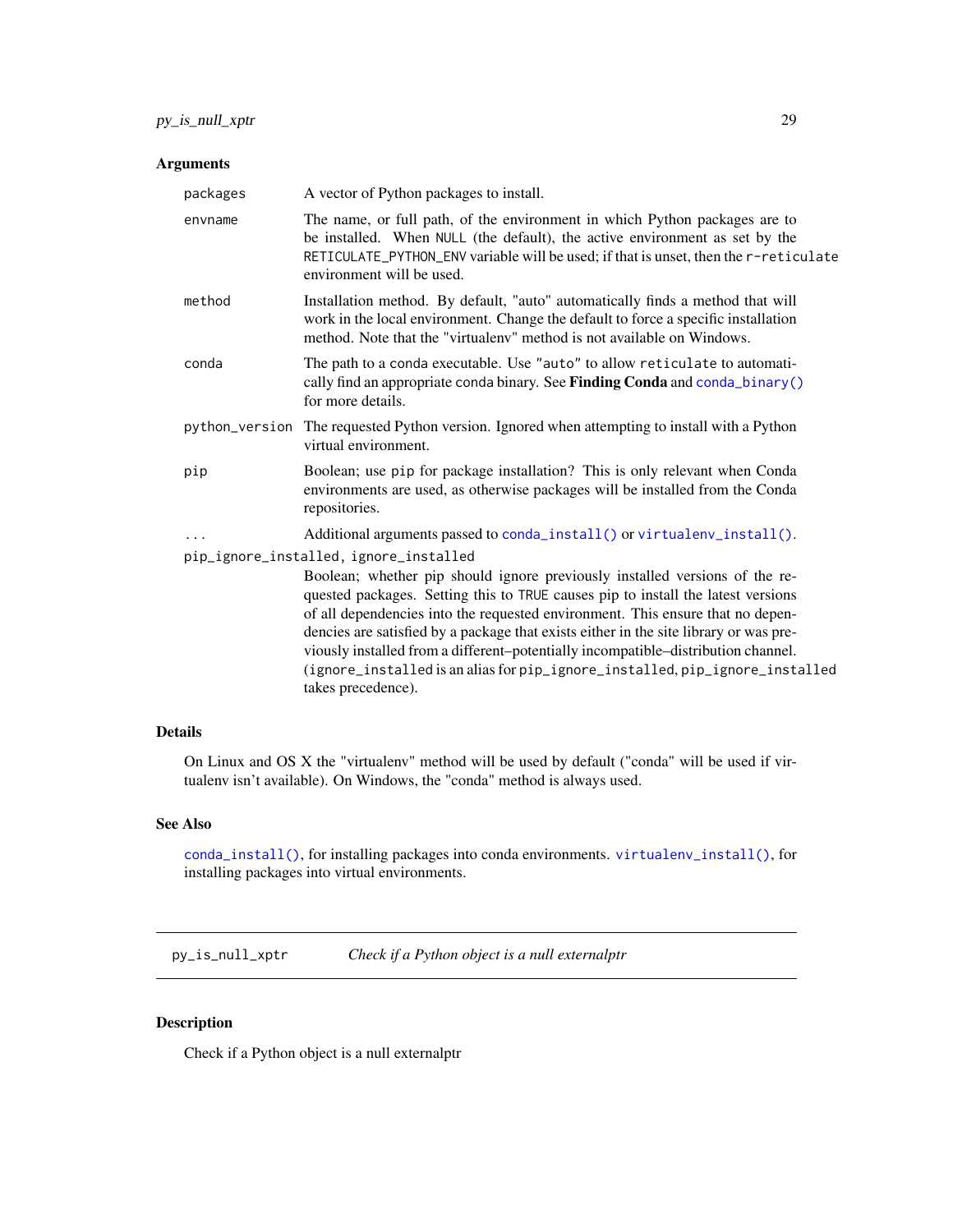### Arguments

| | |
|---|---|
| `packages` | A vector of Python packages to install. |
| `envname` | The name, or full path, of the environment in which Python packages are to be installed. When `NULL` (the default), the active environment as set by the `RETICULATE_PYTHON_ENV` variable will be used; if that is unset, then the `r-reticulate` environment will be used. |
| `method` | Installation method. By default, "auto" automatically finds a method that will work in the local environment. Change the default to force a specific installation method. Note that the "virtualenv" method is not available on Windows. |
| `conda` | The path to a `conda` executable. Use `"auto"` to allow `reticulate` to automatically find an appropriate `conda` binary. See **Finding Conda** and `conda_binary()` for more details. |
| `python_version` | The requested Python version. Ignored when attempting to install with a Python virtual environment. |
| `pip` | Boolean; use `pip` for package installation? This is only relevant when Conda environments are used, as otherwise packages will be installed from the Conda repositories. |
| `...` | Additional arguments passed to `conda_install()` or `virtualenv_install()`. |
| `pip_ignore_installed, ignore_installed` | Boolean; whether pip should ignore previously installed versions of the requested packages. Setting this to `TRUE` causes pip to install the latest versions of all dependencies into the requested environment. This ensure that no dependencies are satisfied by a package that exists either in the site library or was previously installed from a different–potentially incompatible–distribution channel. (`ignore_installed` is an alias for `pip_ignore_installed`, `pip_ignore_installed` takes precedence). |

### Details

On Linux and OS X the "virtualenv" method will be used by default ("conda" will be used if virtualenv isn't available). On Windows, the "conda" method is always used.

### See Also

`conda_install()`, for installing packages into conda environments. `virtualenv_install()`, for installing packages into virtual environments.

---

## `py_is_null_xptr` *Check if a Python object is a null externalptr*

---

### Description

Check if a Python object is a null externalptr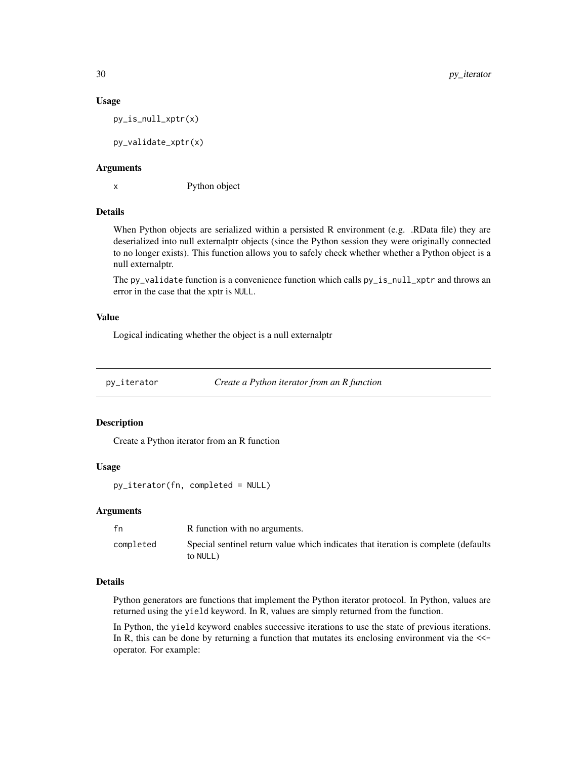### Usage

```
py_is_null_xptr(x)

py_validate_xptr(x)
```

### Arguments

| | |
|---|---|
| `x` | Python object |

### Details

When Python objects are serialized within a persisted R environment (e.g. .RData file) they are deserialized into null externalptr objects (since the Python session they were originally connected to no longer exists). This function allows you to safely check whether whether a Python object is a null externalptr.

The `py_validate` function is a convenience function which calls `py_is_null_xptr` and throws an error in the case that the xptr is `NULL`.

### Value

Logical indicating whether the object is a null externalptr

---

## py_iterator — *Create a Python iterator from an R function*

### Description

Create a Python iterator from an R function

### Usage

```
py_iterator(fn, completed = NULL)
```

### Arguments

| | |
|---|---|
| `fn` | R function with no arguments. |
| `completed` | Special sentinel return value which indicates that iteration is complete (defaults to `NULL`) |

### Details

Python generators are functions that implement the Python iterator protocol. In Python, values are returned using the `yield` keyword. In R, values are simply returned from the function.

In Python, the `yield` keyword enables successive iterations to use the state of previous iterations. In R, this can be done by returning a function that mutates its enclosing environment via the `<<-` operator. For example: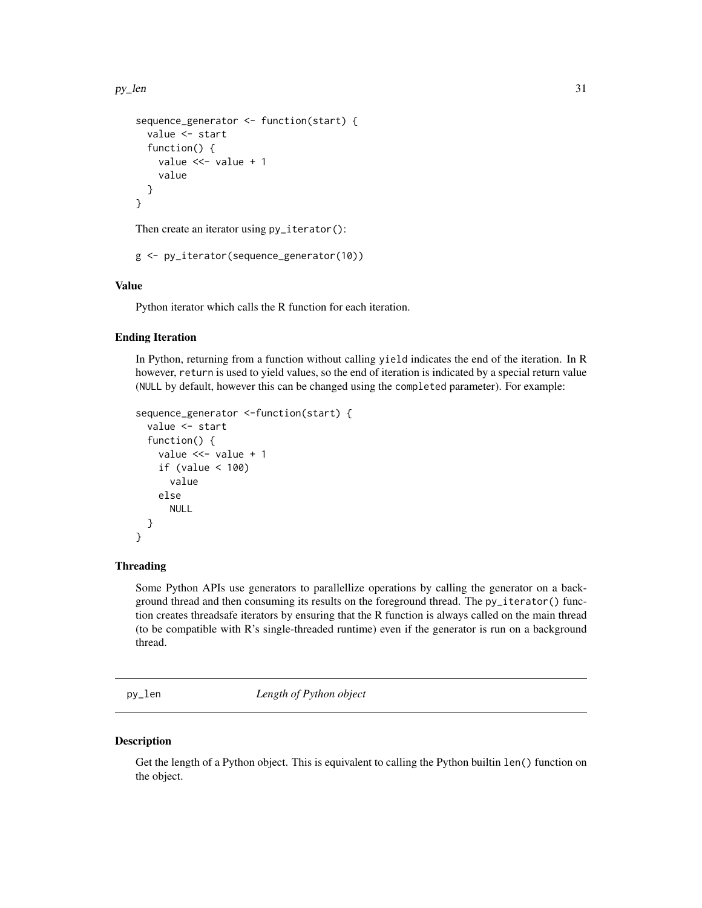```
sequence_generator <- function(start) {
  value <- start
  function() {
    value <<- value + 1
    value
  }
}
```

Then create an iterator using py_iterator():

```
g <- py_iterator(sequence_generator(10))
```

### Value

Python iterator which calls the R function for each iteration.

### Ending Iteration

In Python, returning from a function without calling yield indicates the end of the iteration. In R however, return is used to yield values, so the end of iteration is indicated by a special return value (NULL by default, however this can be changed using the completed parameter). For example:

```
sequence_generator <-function(start) {
  value <- start
  function() {
    value <<- value + 1
    if (value < 100)
      value
    else
      NULL
  }
}
```

### Threading

Some Python APIs use generators to parallellize operations by calling the generator on a background thread and then consuming its results on the foreground thread. The py_iterator() function creates threadsafe iterators by ensuring that the R function is always called on the main thread (to be compatible with R's single-threaded runtime) even if the generator is run on a background thread.

---

## py_len — *Length of Python object*

### Description

Get the length of a Python object. This is equivalent to calling the Python builtin len() function on the object.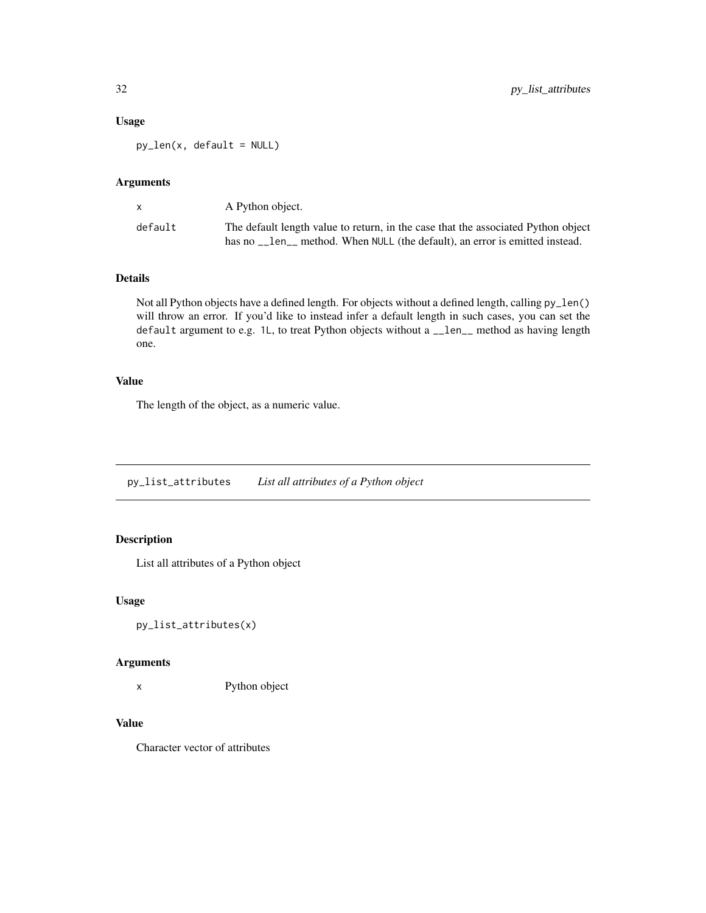### Usage

```
py_len(x, default = NULL)
```

### Arguments

| | |
|---|---|
| x | A Python object. |
| default | The default length value to return, in the case that the associated Python object has no `__len__` method. When NULL (the default), an error is emitted instead. |

### Details

Not all Python objects have a defined length. For objects without a defined length, calling `py_len()` will throw an error. If you'd like to instead infer a default length in such cases, you can set the `default` argument to e.g. `1L`, to treat Python objects without a `__len__` method as having length one.

### Value

The length of the object, as a numeric value.

---

## py_list_attributes *List all attributes of a Python object*

### Description

List all attributes of a Python object

### Usage

```
py_list_attributes(x)
```

### Arguments

| | |
|---|---|
| x | Python object |

### Value

Character vector of attributes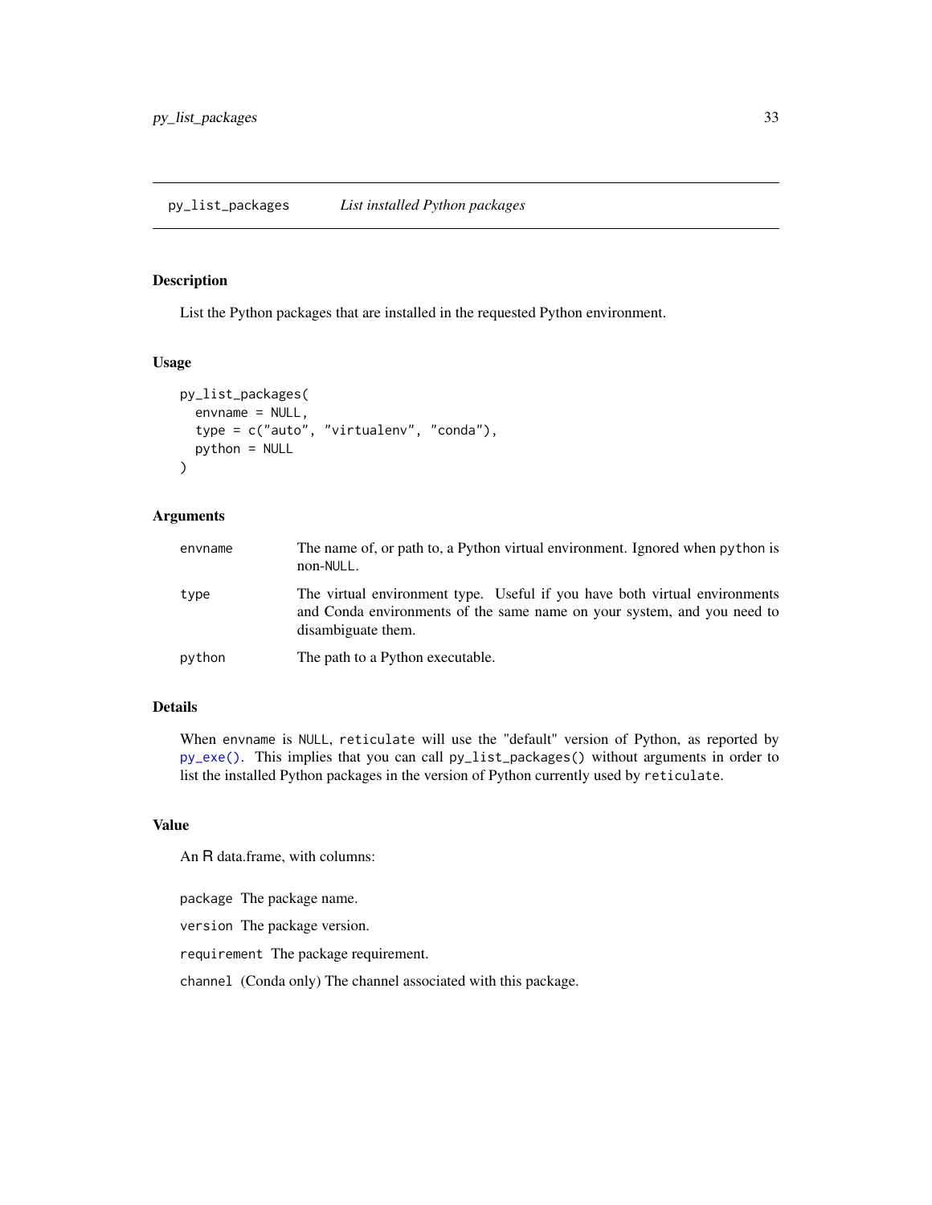## py_list_packages *List installed Python packages*

### Description

List the Python packages that are installed in the requested Python environment.

### Usage

```
py_list_packages(
  envname = NULL,
  type = c("auto", "virtualenv", "conda"),
  python = NULL
)
```

### Arguments

| | |
|---|---|
| envname | The name of, or path to, a Python virtual environment. Ignored when `python` is non-`NULL`. |
| type | The virtual environment type. Useful if you have both virtual environments and Conda environments of the same name on your system, and you need to disambiguate them. |
| python | The path to a Python executable. |

### Details

When `envname` is `NULL`, `reticulate` will use the "default" version of Python, as reported by `py_exe()`. This implies that you can call `py_list_packages()` without arguments in order to list the installed Python packages in the version of Python currently used by `reticulate`.

### Value

An R data.frame, with columns:

`package` The package name.

`version` The package version.

`requirement` The package requirement.

`channel` (Conda only) The channel associated with this package.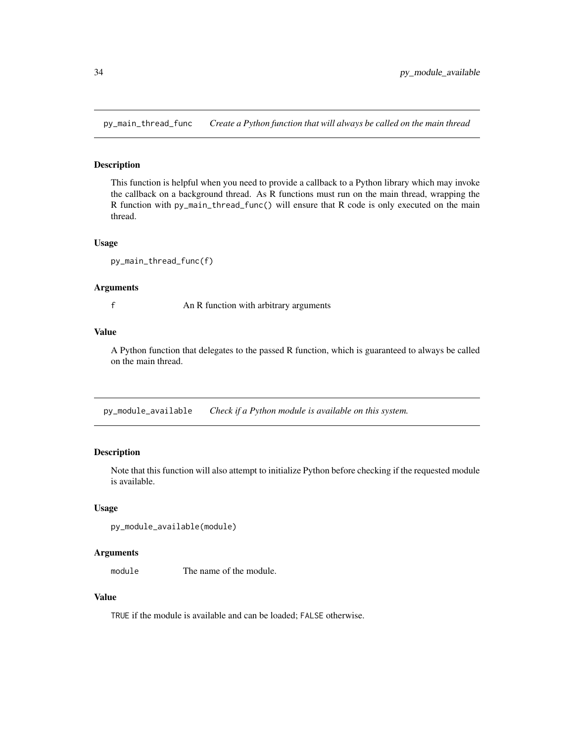## py_main_thread_func *Create a Python function that will always be called on the main thread*

### Description

This function is helpful when you need to provide a callback to a Python library which may invoke the callback on a background thread. As R functions must run on the main thread, wrapping the R function with `py_main_thread_func()` will ensure that R code is only executed on the main thread.

### Usage

```
py_main_thread_func(f)
```

### Arguments

| | |
|---|---|
| `f` | An R function with arbitrary arguments |

### Value

A Python function that delegates to the passed R function, which is guaranteed to always be called on the main thread.

## py_module_available *Check if a Python module is available on this system.*

### Description

Note that this function will also attempt to initialize Python before checking if the requested module is available.

### Usage

```
py_module_available(module)
```

### Arguments

| | |
|---|---|
| `module` | The name of the module. |

### Value

`TRUE` if the module is available and can be loaded; `FALSE` otherwise.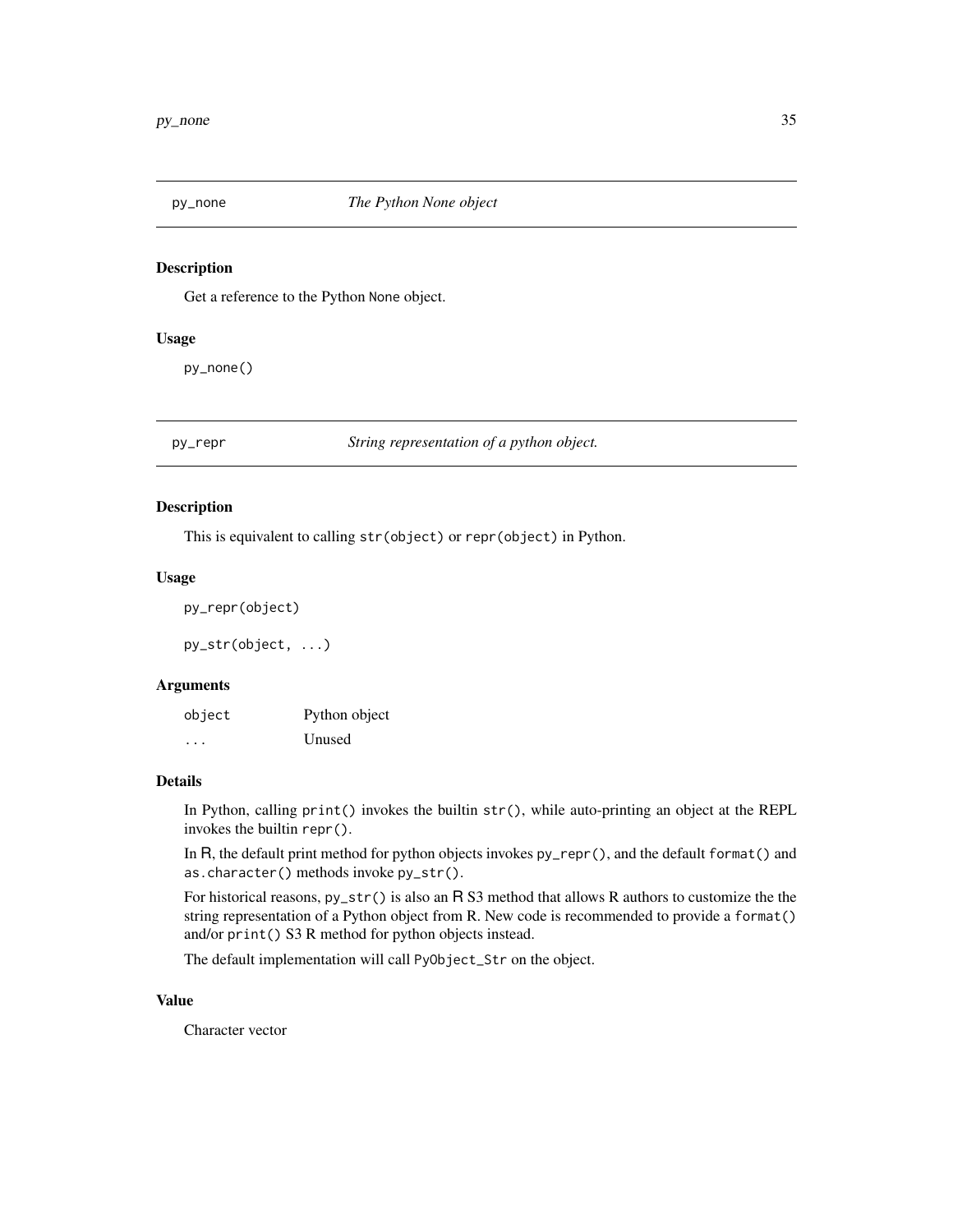## py_none — *The Python None object*

### Description

Get a reference to the Python `None` object.

### Usage

```
py_none()
```

## py_repr — *String representation of a python object.*

### Description

This is equivalent to calling `str(object)` or `repr(object)` in Python.

### Usage

```
py_repr(object)

py_str(object, ...)
```

### Arguments

| | |
|---|---|
| object | Python object |
| ... | Unused |

### Details

In Python, calling `print()` invokes the builtin `str()`, while auto-printing an object at the REPL invokes the builtin `repr()`.

In R, the default print method for python objects invokes `py_repr()`, and the default `format()` and `as.character()` methods invoke `py_str()`.

For historical reasons, `py_str()` is also an R S3 method that allows R authors to customize the the string representation of a Python object from R. New code is recommended to provide a `format()` and/or `print()` S3 R method for python objects instead.

The default implementation will call `PyObject_Str` on the object.

### Value

Character vector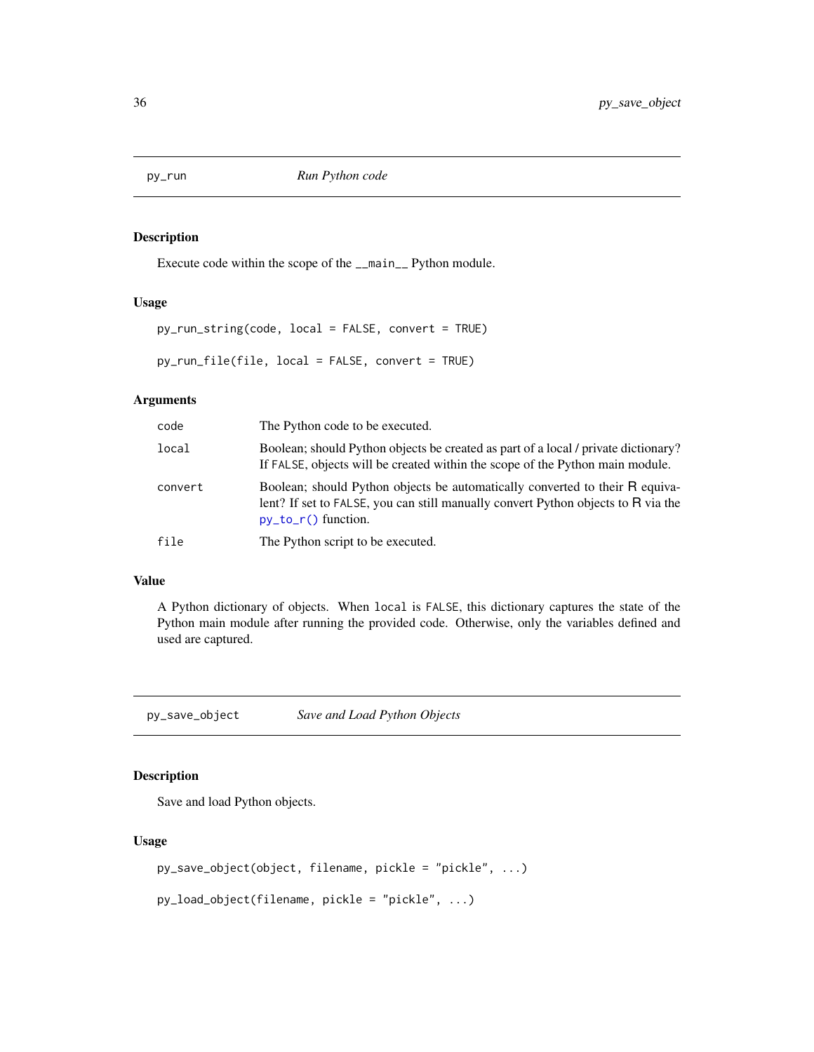## py_run — *Run Python code*

### Description

Execute code within the scope of the `__main__` Python module.

### Usage

```
py_run_string(code, local = FALSE, convert = TRUE)

py_run_file(file, local = FALSE, convert = TRUE)
```

### Arguments

| | |
|---|---|
| `code` | The Python code to be executed. |
| `local` | Boolean; should Python objects be created as part of a local / private dictionary? If `FALSE`, objects will be created within the scope of the Python main module. |
| `convert` | Boolean; should Python objects be automatically converted to their R equivalent? If set to `FALSE`, you can still manually convert Python objects to R via the `py_to_r()` function. |
| `file` | The Python script to be executed. |

### Value

A Python dictionary of objects. When `local` is `FALSE`, this dictionary captures the state of the Python main module after running the provided code. Otherwise, only the variables defined and used are captured.

## py_save_object — *Save and Load Python Objects*

### Description

Save and load Python objects.

### Usage

```
py_save_object(object, filename, pickle = "pickle", ...)

py_load_object(filename, pickle = "pickle", ...)
```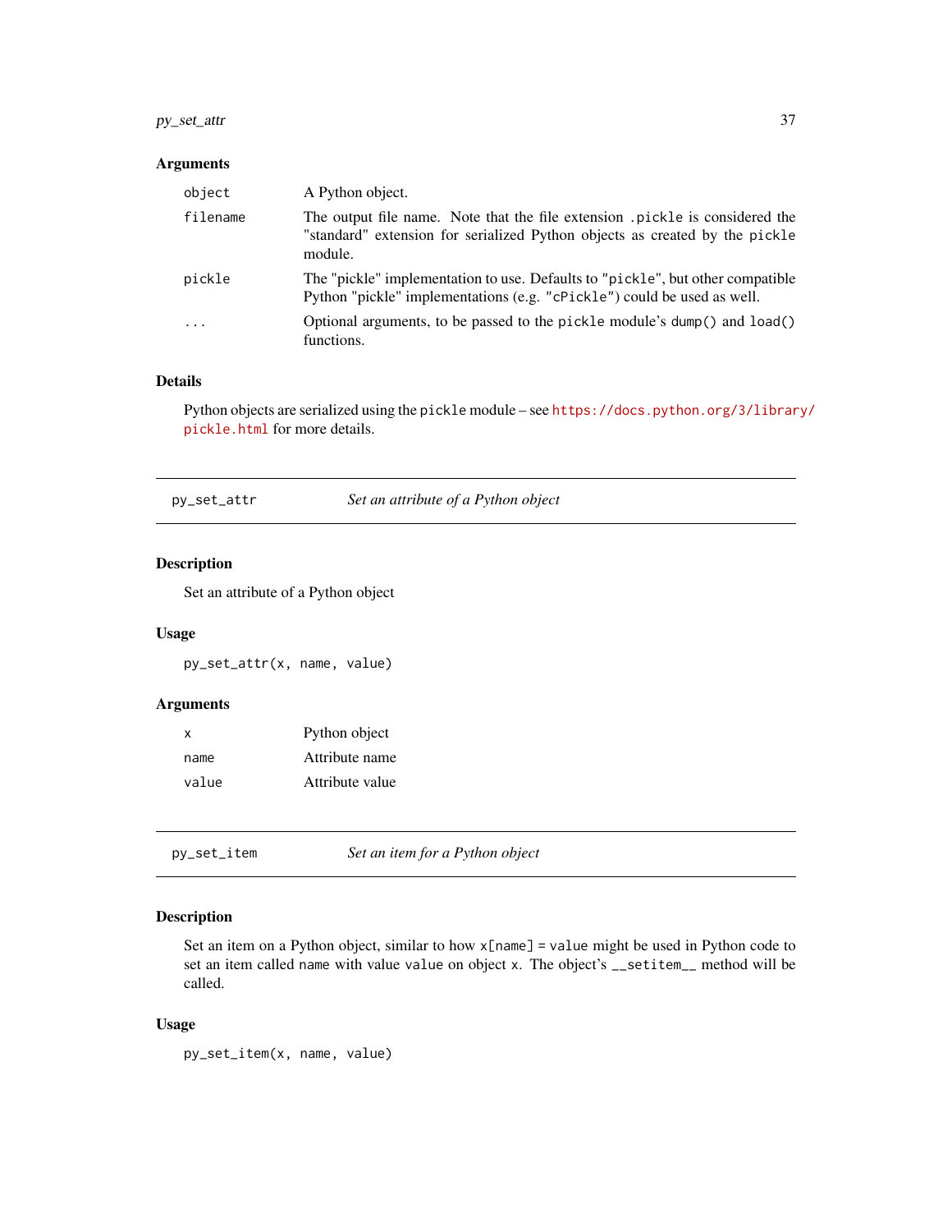### Arguments

| | |
|---|---|
| object | A Python object. |
| filename | The output file name. Note that the file extension `.pickle` is considered the "standard" extension for serialized Python objects as created by the `pickle` module. |
| pickle | The "pickle" implementation to use. Defaults to `"pickle"`, but other compatible Python "pickle" implementations (e.g. `"cPickle"`) could be used as well. |
| ... | Optional arguments, to be passed to the `pickle` module's `dump()` and `load()` functions. |

### Details

Python objects are serialized using the `pickle` module – see https://docs.python.org/3/library/pickle.html for more details.

---

## py_set_attr — *Set an attribute of a Python object*

### Description

Set an attribute of a Python object

### Usage

```
py_set_attr(x, name, value)
```

### Arguments

| | |
|---|---|
| x | Python object |
| name | Attribute name |
| value | Attribute value |

---

## py_set_item — *Set an item for a Python object*

### Description

Set an item on a Python object, similar to how `x[name] = value` might be used in Python code to set an item called `name` with value `value` on object `x`. The object's `__setitem__` method will be called.

### Usage

```
py_set_item(x, name, value)
```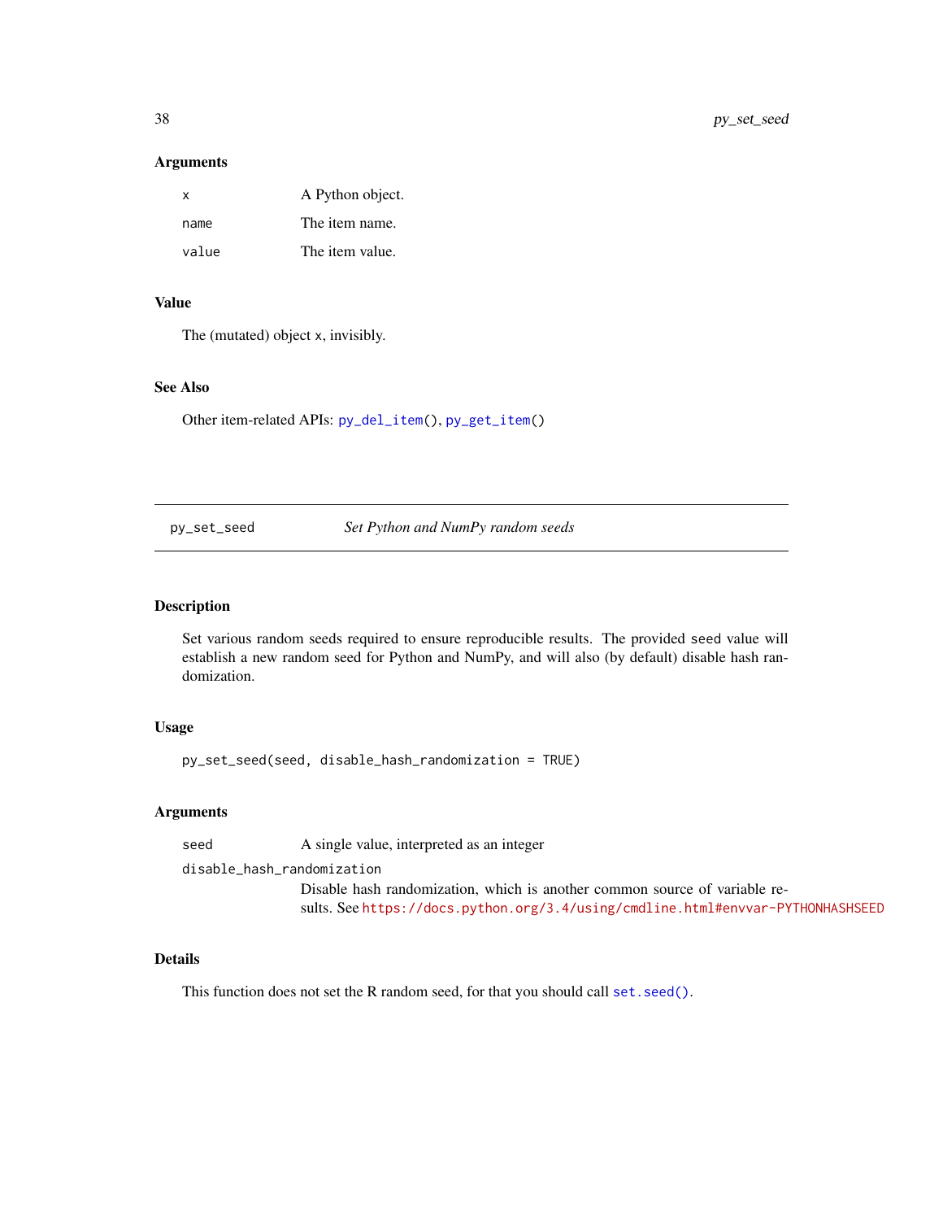### Arguments

| | |
|---|---|
| `x` | A Python object. |
| `name` | The item name. |
| `value` | The item value. |

### Value

The (mutated) object x, invisibly.

### See Also

Other item-related APIs: `py_del_item()`, `py_get_item()`

---

## py_set_seed — *Set Python and NumPy random seeds*

---

### Description

Set various random seeds required to ensure reproducible results. The provided seed value will establish a new random seed for Python and NumPy, and will also (by default) disable hash randomization.

### Usage

```
py_set_seed(seed, disable_hash_randomization = TRUE)
```

### Arguments

| | |
|---|---|
| `seed` | A single value, interpreted as an integer |
| `disable_hash_randomization` | Disable hash randomization, which is another common source of variable results. See https://docs.python.org/3.4/using/cmdline.html#envvar-PYTHONHASHSEED |

### Details

This function does not set the R random seed, for that you should call `set.seed()`.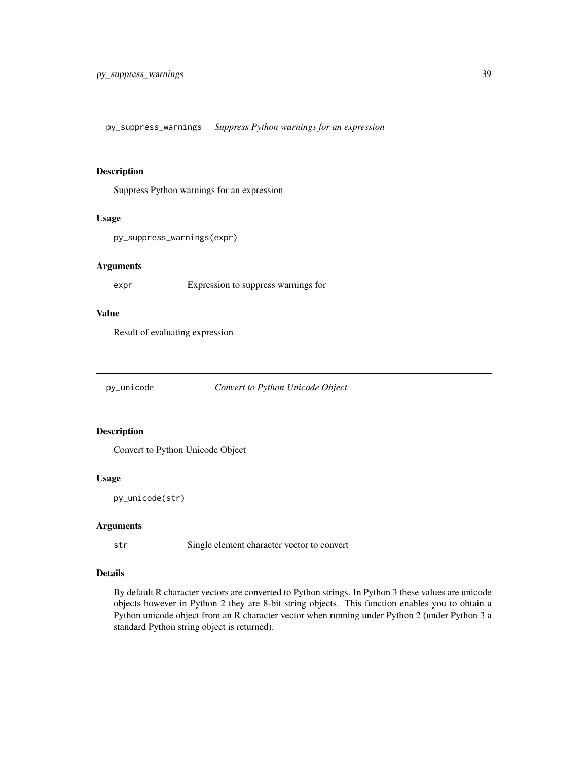## py_suppress_warnings *Suppress Python warnings for an expression*

### Description

Suppress Python warnings for an expression

### Usage

```
py_suppress_warnings(expr)
```

### Arguments

| | |
|---|---|
| `expr` | Expression to suppress warnings for |

### Value

Result of evaluating expression

## py_unicode *Convert to Python Unicode Object*

### Description

Convert to Python Unicode Object

### Usage

```
py_unicode(str)
```

### Arguments

| | |
|---|---|
| `str` | Single element character vector to convert |

### Details

By default R character vectors are converted to Python strings. In Python 3 these values are unicode objects however in Python 2 they are 8-bit string objects. This function enables you to obtain a Python unicode object from an R character vector when running under Python 2 (under Python 3 a standard Python string object is returned).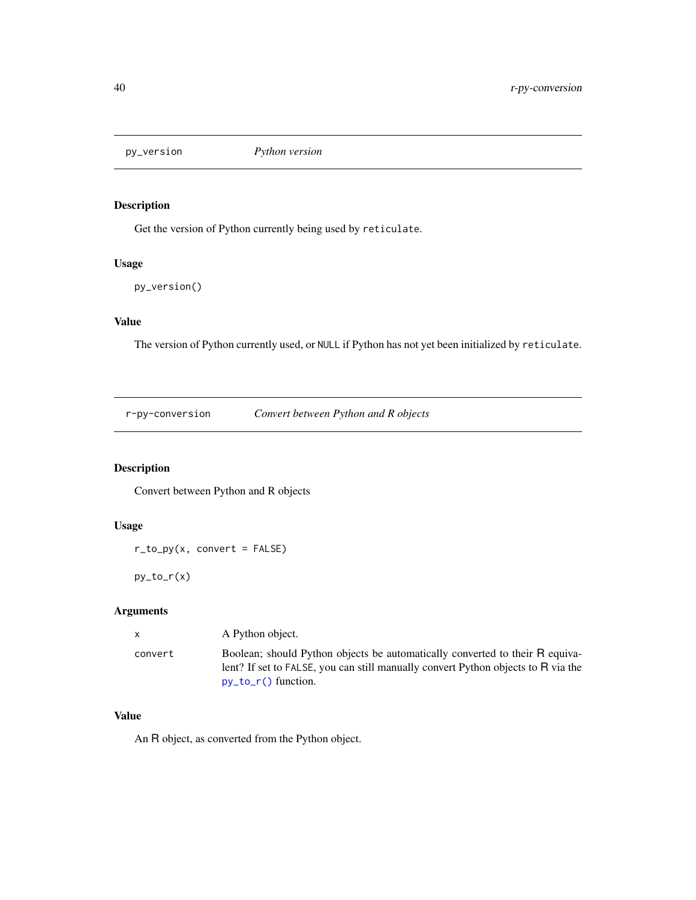## py_version — *Python version*

### Description

Get the version of Python currently being used by `reticulate`.

### Usage

```
py_version()
```

### Value

The version of Python currently used, or `NULL` if Python has not yet been initialized by `reticulate`.

## r-py-conversion — *Convert between Python and R objects*

### Description

Convert between Python and R objects

### Usage

```
r_to_py(x, convert = FALSE)

py_to_r(x)
```

### Arguments

| | |
|---|---|
| `x` | A Python object. |
| `convert` | Boolean; should Python objects be automatically converted to their R equivalent? If set to `FALSE`, you can still manually convert Python objects to R via the `py_to_r()` function. |

### Value

An R object, as converted from the Python object.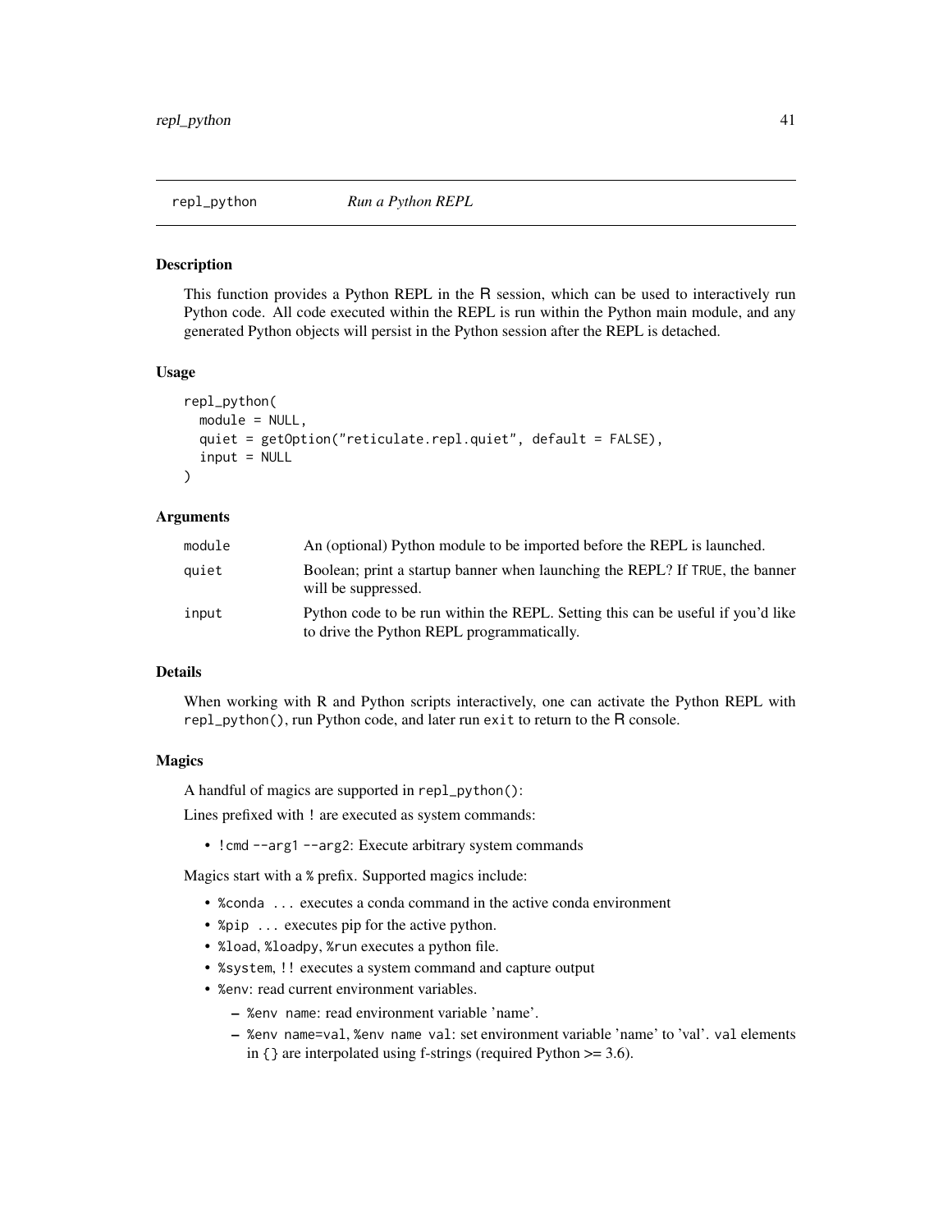## repl_python    *Run a Python REPL*

### Description

This function provides a Python REPL in the R session, which can be used to interactively run Python code. All code executed within the REPL is run within the Python main module, and any generated Python objects will persist in the Python session after the REPL is detached.

### Usage

```
repl_python(
  module = NULL,
  quiet = getOption("reticulate.repl.quiet", default = FALSE),
  input = NULL
)
```

### Arguments

| | |
|---|---|
| `module` | An (optional) Python module to be imported before the REPL is launched. |
| `quiet` | Boolean; print a startup banner when launching the REPL? If `TRUE`, the banner will be suppressed. |
| `input` | Python code to be run within the REPL. Setting this can be useful if you'd like to drive the Python REPL programmatically. |

### Details

When working with R and Python scripts interactively, one can activate the Python REPL with `repl_python()`, run Python code, and later run `exit` to return to the R console.

### Magics

A handful of magics are supported in `repl_python()`:

Lines prefixed with `!` are executed as system commands:

- `!cmd --arg1 --arg2`: Execute arbitrary system commands

Magics start with a `%` prefix. Supported magics include:

- `%conda ...` executes a conda command in the active conda environment
- `%pip ...` executes pip for the active python.
- `%load`, `%loadpy`, `%run` executes a python file.
- `%system`, `!!` executes a system command and capture output
- `%env`: read current environment variables.
  - `%env name`: read environment variable 'name'.
  - `%env name=val`, `%env name val`: set environment variable 'name' to 'val'. `val` elements in `{}` are interpolated using f-strings (required Python >= 3.6).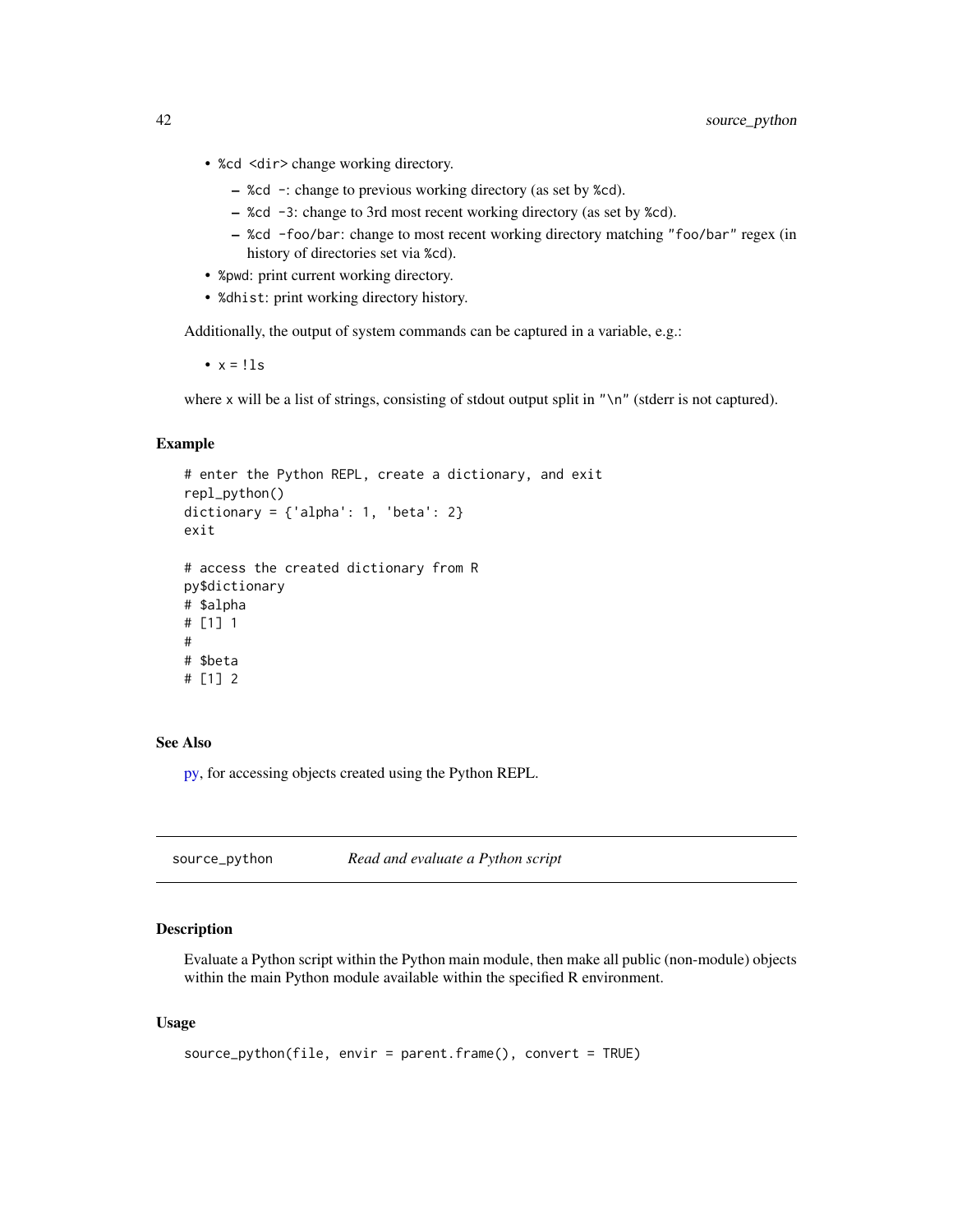- `%cd <dir>` change working directory.
  - `%cd -`: change to previous working directory (as set by `%cd`).
  - `%cd -3`: change to 3rd most recent working directory (as set by `%cd`).
  - `%cd -foo/bar`: change to most recent working directory matching `"foo/bar"` regex (in history of directories set via `%cd`).
- `%pwd`: print current working directory.
- `%dhist`: print working directory history.

Additionally, the output of system commands can be captured in a variable, e.g.:

- `x = !ls`

where `x` will be a list of strings, consisting of stdout output split in `"\n"` (stderr is not captured).

### Example

```
# enter the Python REPL, create a dictionary, and exit
repl_python()
dictionary = {'alpha': 1, 'beta': 2}
exit

# access the created dictionary from R
py$dictionary
# $alpha
# [1] 1
#
# $beta
# [1] 2
```

### See Also

py, for accessing objects created using the Python REPL.

---

## source_python *Read and evaluate a Python script*

### Description

Evaluate a Python script within the Python main module, then make all public (non-module) objects within the main Python module available within the specified R environment.

### Usage

```
source_python(file, envir = parent.frame(), convert = TRUE)
```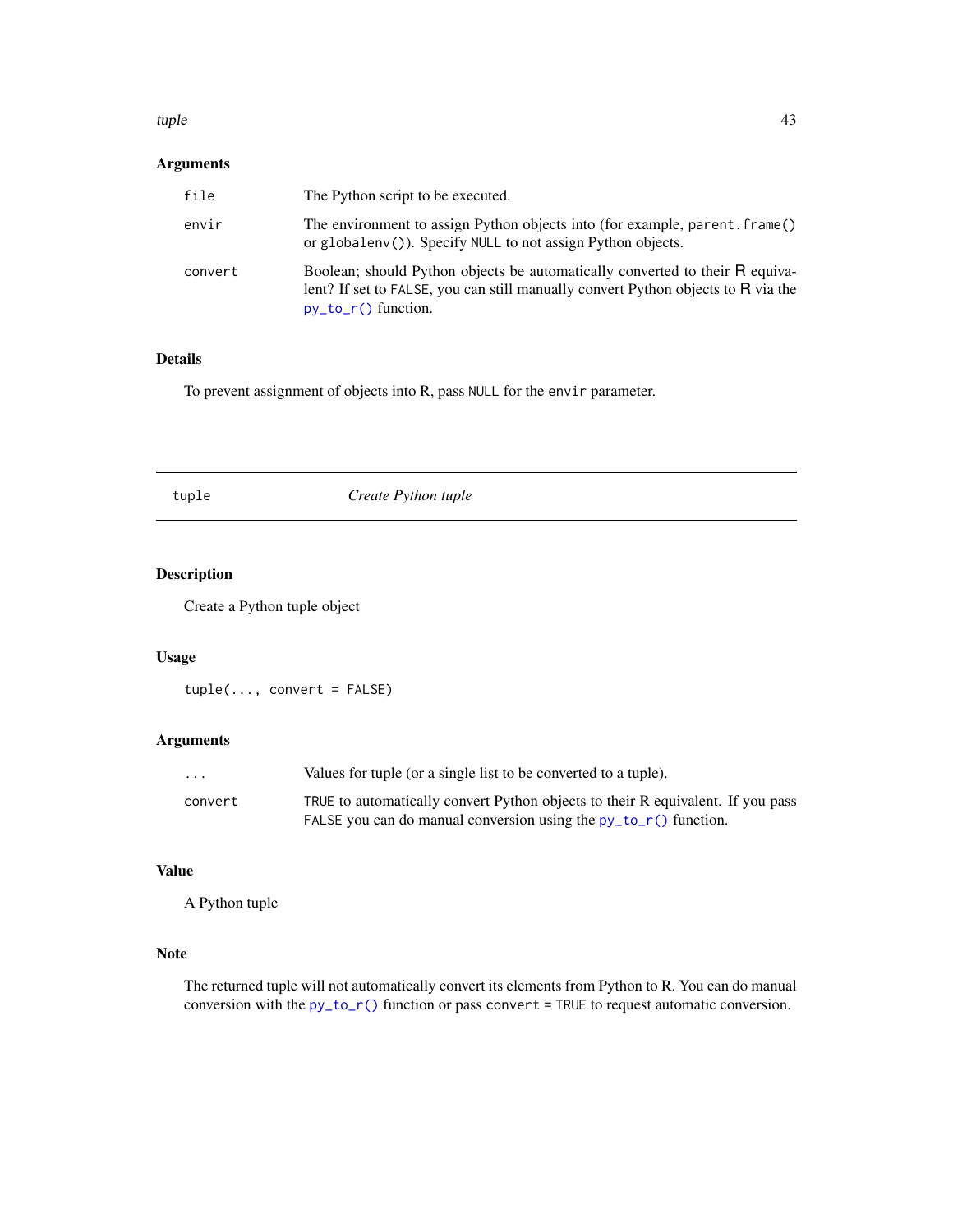## Arguments

| | |
|---|---|
| `file` | The Python script to be executed. |
| `envir` | The environment to assign Python objects into (for example, `parent.frame()` or `globalenv()`). Specify `NULL` to not assign Python objects. |
| `convert` | Boolean; should Python objects be automatically converted to their R equivalent? If set to `FALSE`, you can still manually convert Python objects to R via the `py_to_r()` function. |

## Details

To prevent assignment of objects into R, pass `NULL` for the `envir` parameter.

---

# tuple — *Create Python tuple*

---

## Description

Create a Python tuple object

## Usage

```
tuple(..., convert = FALSE)
```

## Arguments

| | |
|---|---|
| `...` | Values for tuple (or a single list to be converted to a tuple). |
| `convert` | `TRUE` to automatically convert Python objects to their R equivalent. If you pass `FALSE` you can do manual conversion using the `py_to_r()` function. |

## Value

A Python tuple

## Note

The returned tuple will not automatically convert its elements from Python to R. You can do manual conversion with the `py_to_r()` function or pass `convert = TRUE` to request automatic conversion.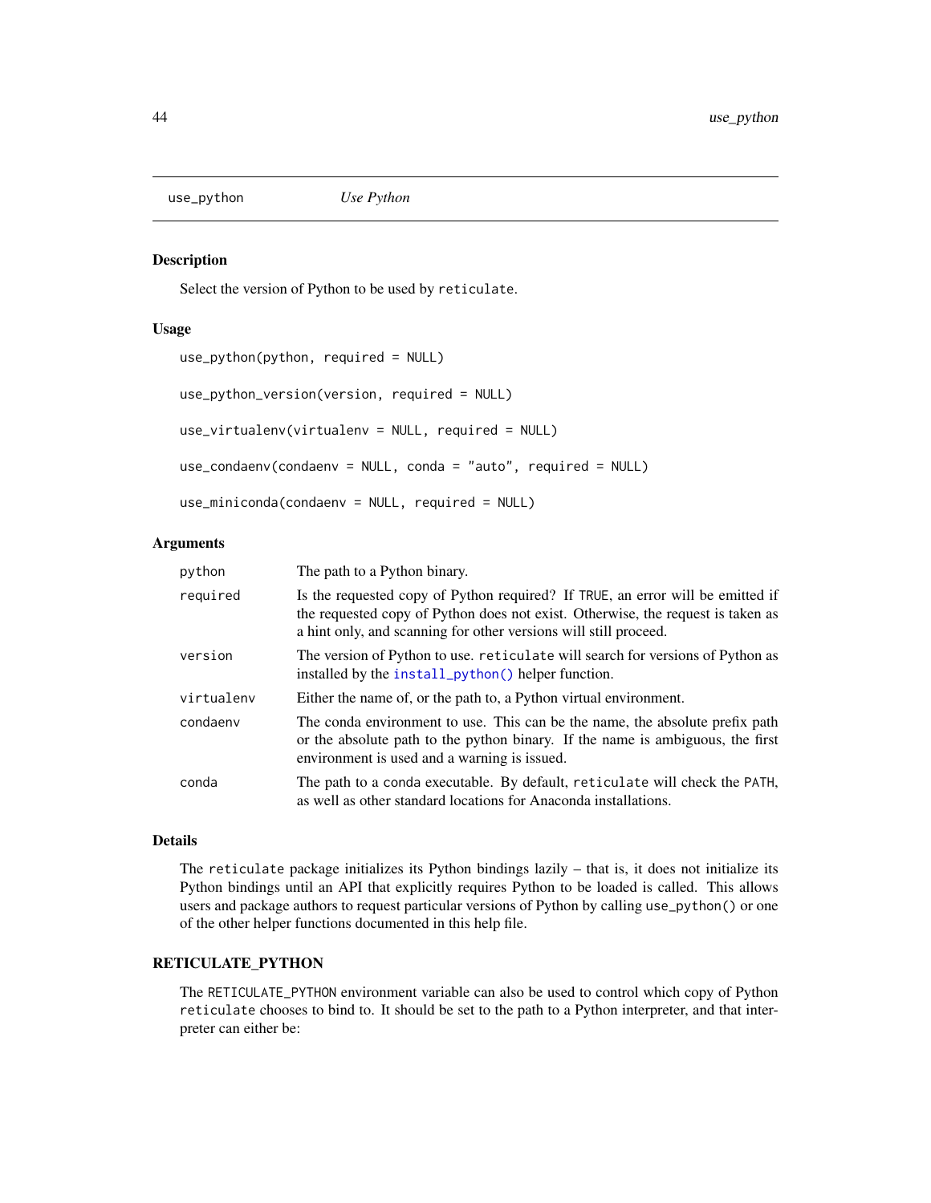## use_python *Use Python*

### Description

Select the version of Python to be used by `reticulate`.

### Usage

```
use_python(python, required = NULL)

use_python_version(version, required = NULL)

use_virtualenv(virtualenv = NULL, required = NULL)

use_condaenv(condaenv = NULL, conda = "auto", required = NULL)

use_miniconda(condaenv = NULL, required = NULL)
```

### Arguments

| Argument | Description |
|---|---|
| `python` | The path to a Python binary. |
| `required` | Is the requested copy of Python required? If `TRUE`, an error will be emitted if the requested copy of Python does not exist. Otherwise, the request is taken as a hint only, and scanning for other versions will still proceed. |
| `version` | The version of Python to use. `reticulate` will search for versions of Python as installed by the `install_python()` helper function. |
| `virtualenv` | Either the name of, or the path to, a Python virtual environment. |
| `condaenv` | The conda environment to use. This can be the name, the absolute prefix path or the absolute path to the python binary. If the name is ambiguous, the first environment is used and a warning is issued. |
| `conda` | The path to a `conda` executable. By default, `reticulate` will check the `PATH`, as well as other standard locations for Anaconda installations. |

### Details

The `reticulate` package initializes its Python bindings lazily – that is, it does not initialize its Python bindings until an API that explicitly requires Python to be loaded is called. This allows users and package authors to request particular versions of Python by calling `use_python()` or one of the other helper functions documented in this help file.

### RETICULATE_PYTHON

The `RETICULATE_PYTHON` environment variable can also be used to control which copy of Python `reticulate` chooses to bind to. It should be set to the path to a Python interpreter, and that interpreter can either be: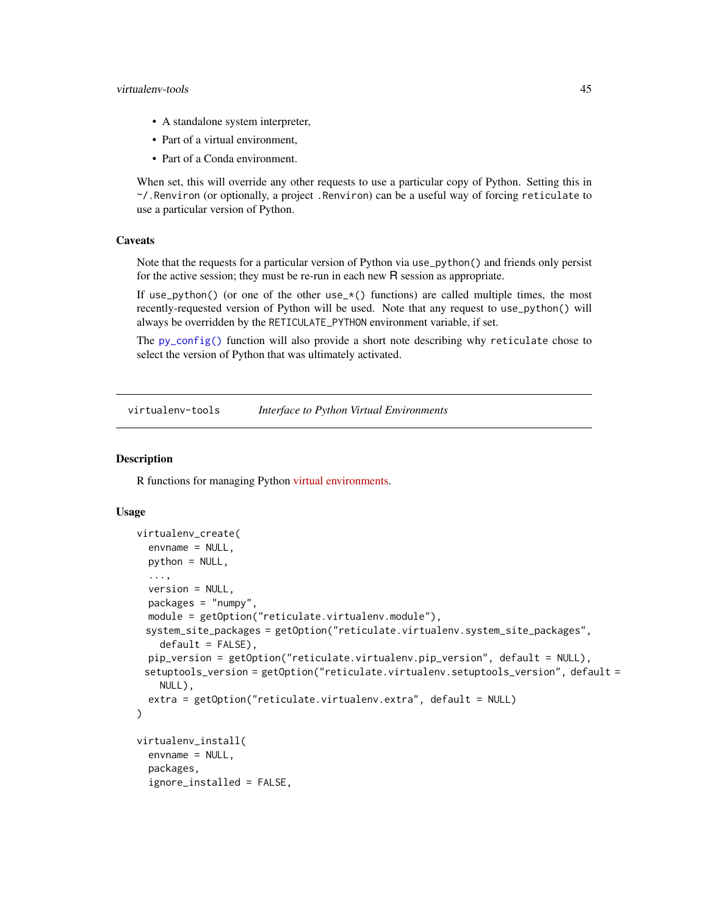- A standalone system interpreter,
- Part of a virtual environment,
- Part of a Conda environment.

When set, this will override any other requests to use a particular copy of Python. Setting this in `~/.Renviron` (or optionally, a project `.Renviron`) can be a useful way of forcing `reticulate` to use a particular version of Python.

### Caveats

Note that the requests for a particular version of Python via `use_python()` and friends only persist for the active session; they must be re-run in each new R session as appropriate.

If `use_python()` (or one of the other `use_*()` functions) are called multiple times, the most recently-requested version of Python will be used. Note that any request to `use_python()` will always be overridden by the `RETICULATE_PYTHON` environment variable, if set.

The `py_config()` function will also provide a short note describing why `reticulate` chose to select the version of Python that was ultimately activated.

---

## virtualenv-tools    *Interface to Python Virtual Environments*

---

### Description

R functions for managing Python virtual environments.

### Usage

```
virtualenv_create(
  envname = NULL,
  python = NULL,
  ...,
  version = NULL,
  packages = "numpy",
  module = getOption("reticulate.virtualenv.module"),
 system_site_packages = getOption("reticulate.virtualenv.system_site_packages",
    default = FALSE),
  pip_version = getOption("reticulate.virtualenv.pip_version", default = NULL),
 setuptools_version = getOption("reticulate.virtualenv.setuptools_version", default =
    NULL),
  extra = getOption("reticulate.virtualenv.extra", default = NULL)
)

virtualenv_install(
  envname = NULL,
  packages,
  ignore_installed = FALSE,
```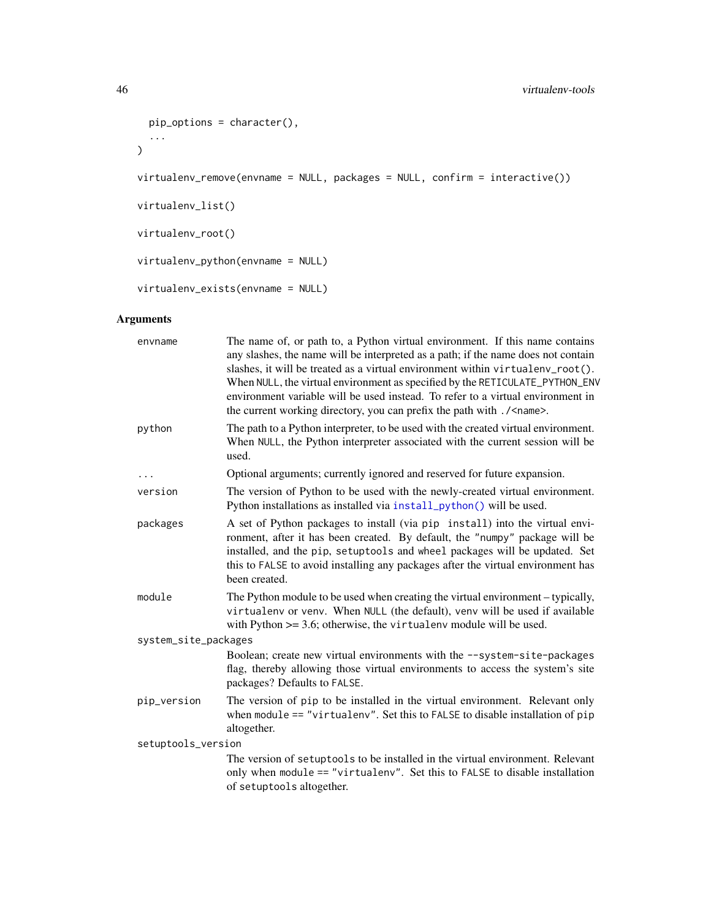```
  pip_options = character(),
  ...
)

virtualenv_remove(envname = NULL, packages = NULL, confirm = interactive())

virtualenv_list()

virtualenv_root()

virtualenv_python(envname = NULL)

virtualenv_exists(envname = NULL)
```

## Arguments

| | |
|---|---|
| `envname` | The name of, or path to, a Python virtual environment. If this name contains any slashes, the name will be interpreted as a path; if the name does not contain slashes, it will be treated as a virtual environment within `virtualenv_root()`. When `NULL`, the virtual environment as specified by the `RETICULATE_PYTHON_ENV` environment variable will be used instead. To refer to a virtual environment in the current working directory, you can prefix the path with `./<name>`. |
| `python` | The path to a Python interpreter, to be used with the created virtual environment. When `NULL`, the Python interpreter associated with the current session will be used. |
| `...` | Optional arguments; currently ignored and reserved for future expansion. |
| `version` | The version of Python to be used with the newly-created virtual environment. Python installations as installed via `install_python()` will be used. |
| `packages` | A set of Python packages to install (via `pip install`) into the virtual environment, after it has been created. By default, the `"numpy"` package will be installed, and the `pip`, `setuptools` and `wheel` packages will be updated. Set this to `FALSE` to avoid installing any packages after the virtual environment has been created. |
| `module` | The Python module to be used when creating the virtual environment – typically, `virtualenv` or `venv`. When `NULL` (the default), `venv` will be used if available with Python >= 3.6; otherwise, the `virtualenv` module will be used. |
| `system_site_packages` | Boolean; create new virtual environments with the `--system-site-packages` flag, thereby allowing those virtual environments to access the system's site packages? Defaults to `FALSE`. |
| `pip_version` | The version of `pip` to be installed in the virtual environment. Relevant only when `module == "virtualenv"`. Set this to `FALSE` to disable installation of `pip` altogether. |
| `setuptools_version` | The version of `setuptools` to be installed in the virtual environment. Relevant only when `module == "virtualenv"`. Set this to `FALSE` to disable installation of `setuptools` altogether. |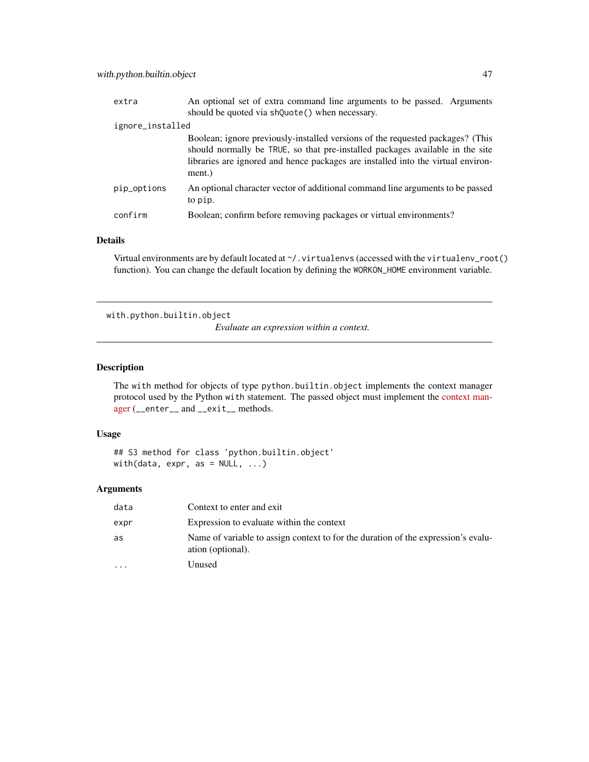| | |
|---|---|
| `extra` | An optional set of extra command line arguments to be passed. Arguments should be quoted via `shQuote()` when necessary. |
| `ignore_installed` | Boolean; ignore previously-installed versions of the requested packages? (This should normally be `TRUE`, so that pre-installed packages available in the site libraries are ignored and hence packages are installed into the virtual environment.) |
| `pip_options` | An optional character vector of additional command line arguments to be passed to `pip`. |
| `confirm` | Boolean; confirm before removing packages or virtual environments? |

### Details

Virtual environments are by default located at `~/.virtualenvs` (accessed with the `virtualenv_root()` function). You can change the default location by defining the `WORKON_HOME` environment variable.

---

## with.python.builtin.object — *Evaluate an expression within a context.*

---

### Description

The `with` method for objects of type `python.builtin.object` implements the context manager protocol used by the Python `with` statement. The passed object must implement the context manager (`__enter__` and `__exit__` methods.

### Usage

```
## S3 method for class 'python.builtin.object'
with(data, expr, as = NULL, ...)
```

### Arguments

| | |
|---|---|
| `data` | Context to enter and exit |
| `expr` | Expression to evaluate within the context |
| `as` | Name of variable to assign context to for the duration of the expression's evaluation (optional). |
| `...` | Unused |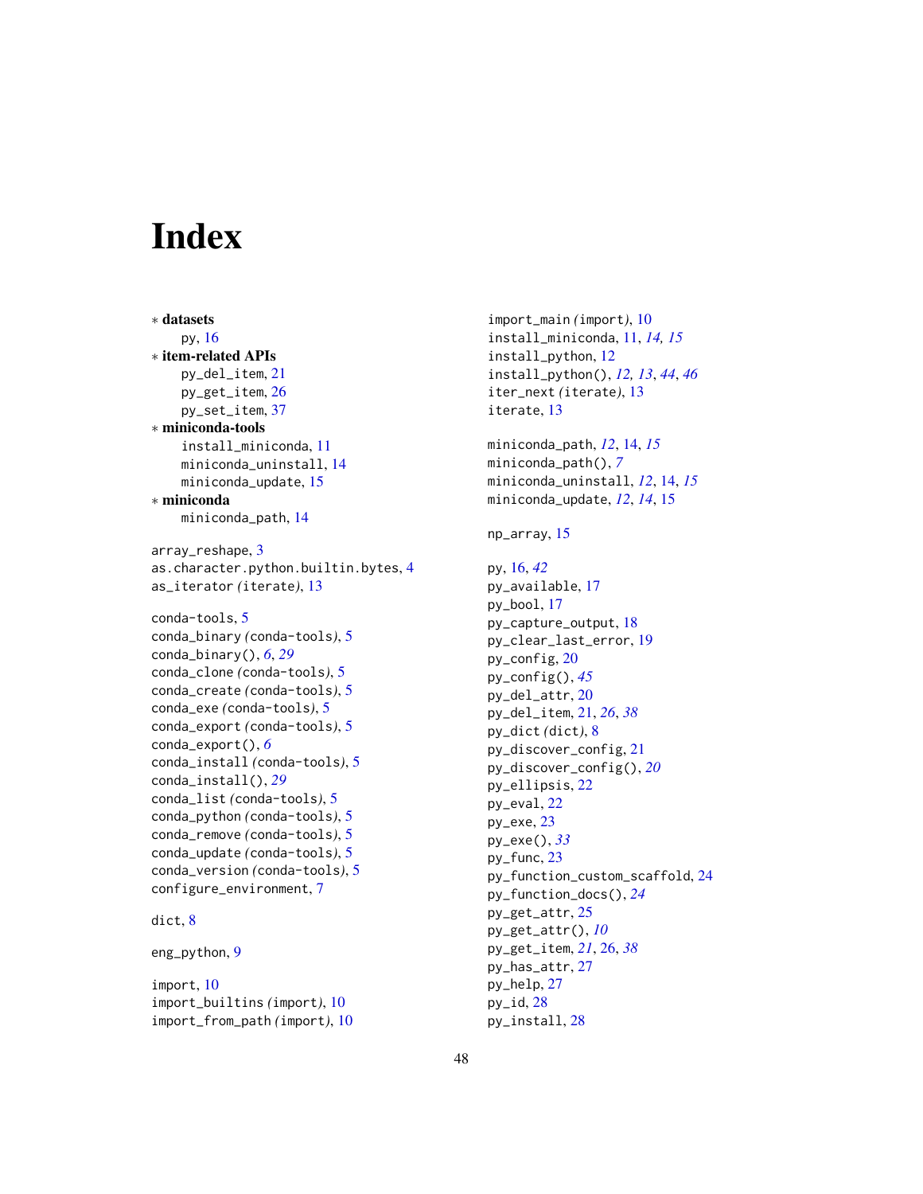# Index

∗ **datasets**
    py, 16
∗ **item-related APIs**
    py_del_item, 21
    py_get_item, 26
    py_set_item, 37
∗ **miniconda-tools**
    install_miniconda, 11
    miniconda_uninstall, 14
    miniconda_update, 15
∗ **miniconda**
    miniconda_path, 14

array_reshape, 3
as.character.python.builtin.bytes, 4
as_iterator *(*iterate*)*, 13

conda-tools, 5
conda_binary *(*conda-tools*)*, 5
conda_binary(), *6*, *29*
conda_clone *(*conda-tools*)*, 5
conda_create *(*conda-tools*)*, 5
conda_exe *(*conda-tools*)*, 5
conda_export *(*conda-tools*)*, 5
conda_export(), *6*
conda_install *(*conda-tools*)*, 5
conda_install(), *29*
conda_list *(*conda-tools*)*, 5
conda_python *(*conda-tools*)*, 5
conda_remove *(*conda-tools*)*, 5
conda_update *(*conda-tools*)*, 5
conda_version *(*conda-tools*)*, 5
configure_environment, 7

dict, 8

eng_python, 9

import, 10
import_builtins *(*import*)*, 10
import_from_path *(*import*)*, 10
import_main *(*import*)*, 10
install_miniconda, 11, *14*, *15*
install_python, 12
install_python(), *12*, *13*, *44*, *46*
iter_next *(*iterate*)*, 13
iterate, 13

miniconda_path, *12*, 14, *15*
miniconda_path(), *7*
miniconda_uninstall, *12*, 14, *15*
miniconda_update, *12*, *14*, 15

np_array, 15

py, 16, *42*
py_available, 17
py_bool, 17
py_capture_output, 18
py_clear_last_error, 19
py_config, 20
py_config(), *45*
py_del_attr, 20
py_del_item, 21, *26*, *38*
py_dict *(*dict*)*, 8
py_discover_config, 21
py_discover_config(), *20*
py_ellipsis, 22
py_eval, 22
py_exe, 23
py_exe(), *33*
py_func, 23
py_function_custom_scaffold, 24
py_function_docs(), *24*
py_get_attr, 25
py_get_attr(), *10*
py_get_item, *21*, 26, *38*
py_has_attr, 27
py_help, 27
py_id, 28
py_install, 28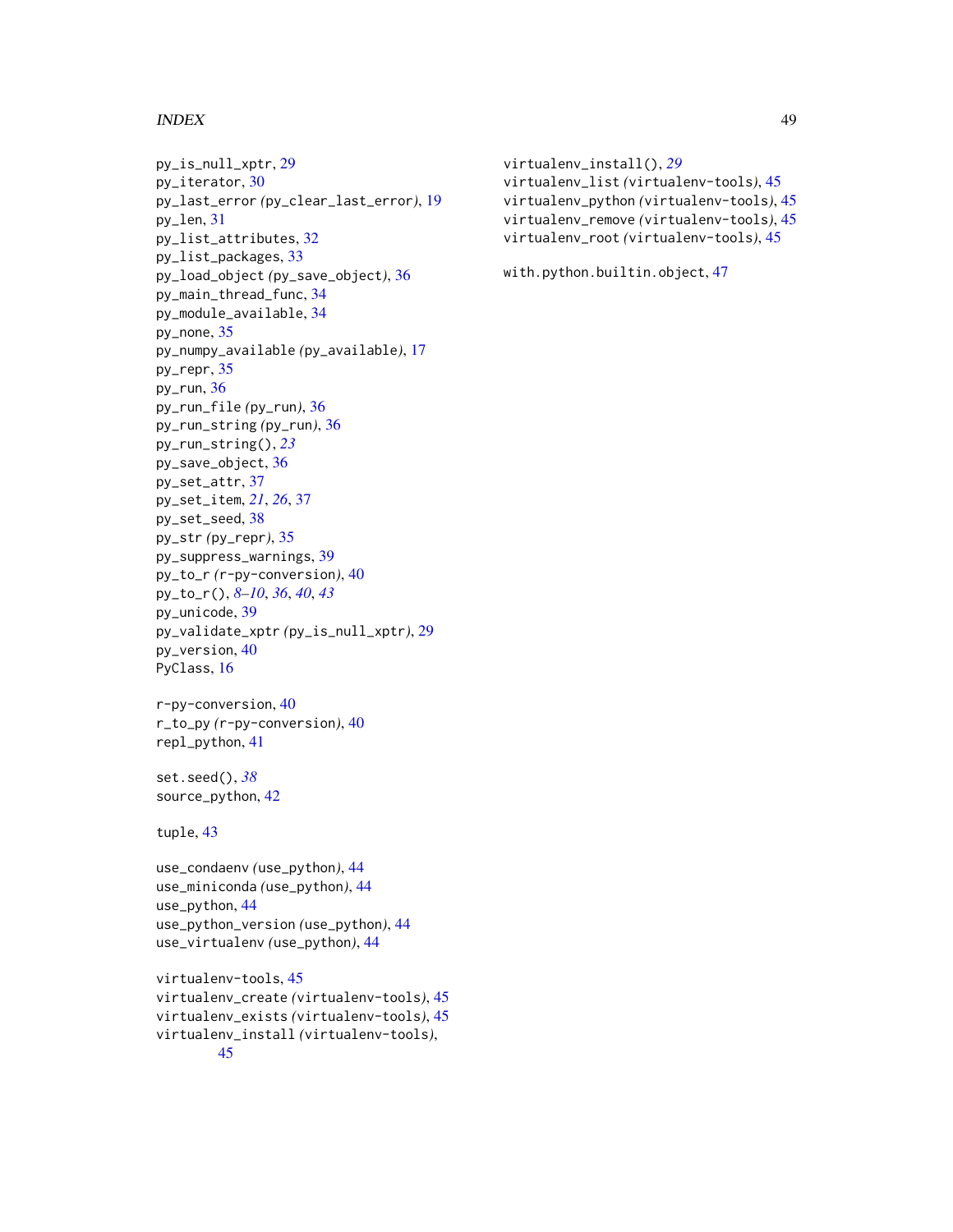py_is_null_xptr, 29
py_iterator, 30
py_last_error *(py_clear_last_error)*, 19
py_len, 31
py_list_attributes, 32
py_list_packages, 33
py_load_object *(py_save_object)*, 36
py_main_thread_func, 34
py_module_available, 34
py_none, 35
py_numpy_available *(py_available)*, 17
py_repr, 35
py_run, 36
py_run_file *(py_run)*, 36
py_run_string *(py_run)*, 36
py_run_string(), *23*
py_save_object, 36
py_set_attr, 37
py_set_item, *21*, *26*, 37
py_set_seed, 38
py_str *(py_repr)*, 35
py_suppress_warnings, 39
py_to_r *(r-py-conversion)*, 40
py_to_r(), *8–10*, *36*, *40*, *43*
py_unicode, 39
py_validate_xptr *(py_is_null_xptr)*, 29
py_version, 40
PyClass, 16

r-py-conversion, 40
r_to_py *(r-py-conversion)*, 40
repl_python, 41

set.seed(), *38*
source_python, 42

tuple, 43

use_condaenv *(use_python)*, 44
use_miniconda *(use_python)*, 44
use_python, 44
use_python_version *(use_python)*, 44
use_virtualenv *(use_python)*, 44

virtualenv-tools, 45
virtualenv_create *(virtualenv-tools)*, 45
virtualenv_exists *(virtualenv-tools)*, 45
virtualenv_install *(virtualenv-tools)*, 45
virtualenv_install(), *29*
virtualenv_list *(virtualenv-tools)*, 45
virtualenv_python *(virtualenv-tools)*, 45
virtualenv_remove *(virtualenv-tools)*, 45
virtualenv_root *(virtualenv-tools)*, 45

with.python.builtin.object, 47